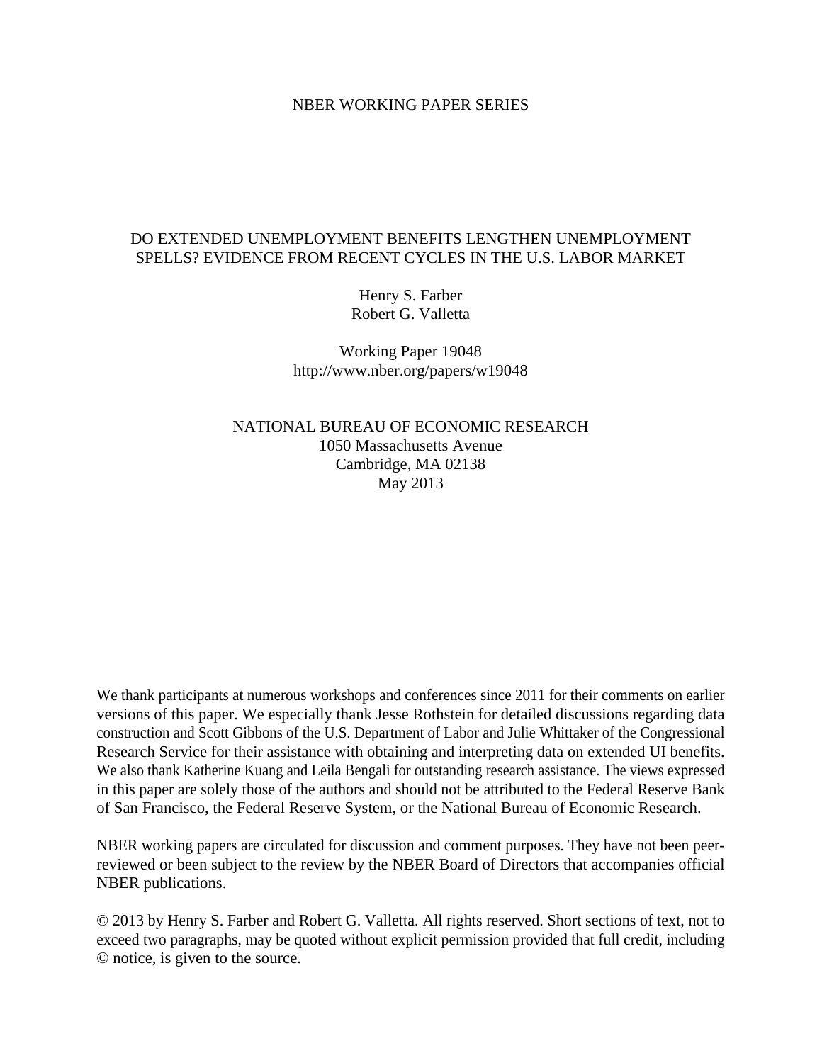NBER WORKING PAPER SERIES

# DO EXTENDED UNEMPLOYMENT BENEFITS LENGTHEN UNEMPLOYMENT SPELLS? EVIDENCE FROM RECENT CYCLES IN THE U.S. LABOR MARKET

Henry S. Farber
Robert G. Valletta

Working Paper 19048
http://www.nber.org/papers/w19048

NATIONAL BUREAU OF ECONOMIC RESEARCH
1050 Massachusetts Avenue
Cambridge, MA 02138
May 2013

We thank participants at numerous workshops and conferences since 2011 for their comments on earlier versions of this paper. We especially thank Jesse Rothstein for detailed discussions regarding data construction and Scott Gibbons of the U.S. Department of Labor and Julie Whittaker of the Congressional Research Service for their assistance with obtaining and interpreting data on extended UI benefits. We also thank Katherine Kuang and Leila Bengali for outstanding research assistance. The views expressed in this paper are solely those of the authors and should not be attributed to the Federal Reserve Bank of San Francisco, the Federal Reserve System, or the National Bureau of Economic Research.

NBER working papers are circulated for discussion and comment purposes. They have not been peer-reviewed or been subject to the review by the NBER Board of Directors that accompanies official NBER publications.

© 2013 by Henry S. Farber and Robert G. Valletta. All rights reserved. Short sections of text, not to exceed two paragraphs, may be quoted without explicit permission provided that full credit, including © notice, is given to the source.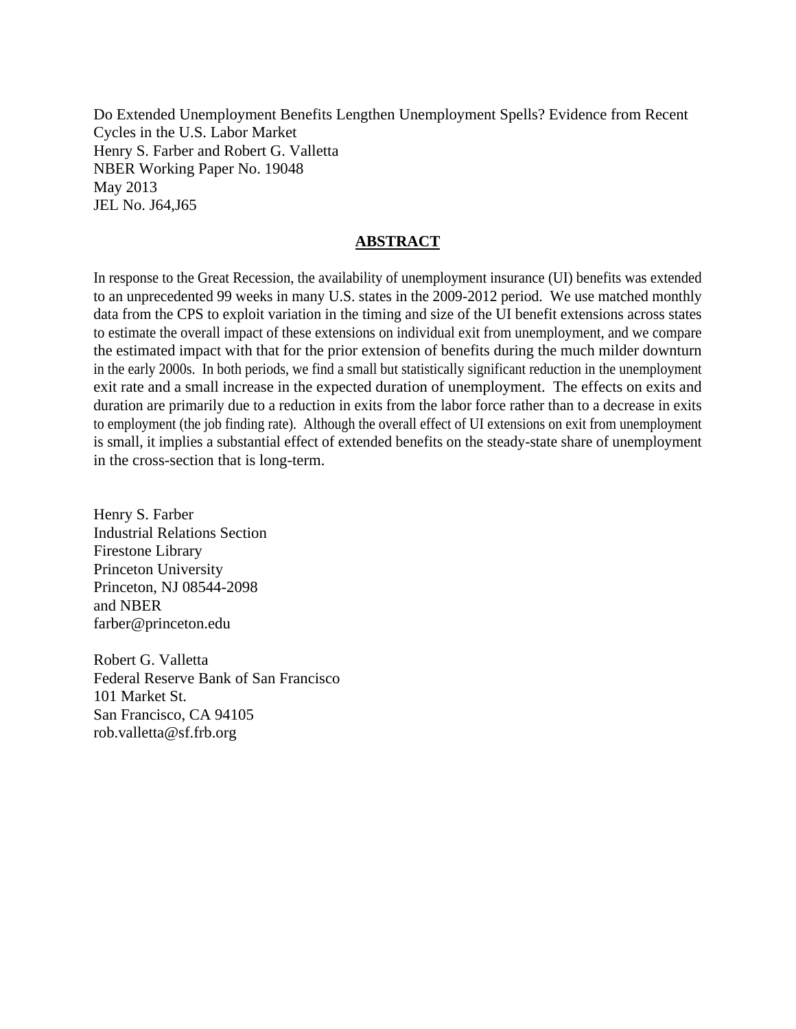Do Extended Unemployment Benefits Lengthen Unemployment Spells? Evidence from Recent Cycles in the U.S. Labor Market
Henry S. Farber and Robert G. Valletta
NBER Working Paper No. 19048
May 2013
JEL No. J64,J65

## ABSTRACT

In response to the Great Recession, the availability of unemployment insurance (UI) benefits was extended to an unprecedented 99 weeks in many U.S. states in the 2009-2012 period. We use matched monthly data from the CPS to exploit variation in the timing and size of the UI benefit extensions across states to estimate the overall impact of these extensions on individual exit from unemployment, and we compare the estimated impact with that for the prior extension of benefits during the much milder downturn in the early 2000s. In both periods, we find a small but statistically significant reduction in the unemployment exit rate and a small increase in the expected duration of unemployment. The effects on exits and duration are primarily due to a reduction in exits from the labor force rather than to a decrease in exits to employment (the job finding rate). Although the overall effect of UI extensions on exit from unemployment is small, it implies a substantial effect of extended benefits on the steady-state share of unemployment in the cross-section that is long-term.

Henry S. Farber
Industrial Relations Section
Firestone Library
Princeton University
Princeton, NJ 08544-2098
and NBER
farber@princeton.edu

Robert G. Valletta
Federal Reserve Bank of San Francisco
101 Market St.
San Francisco, CA 94105
rob.valletta@sf.frb.org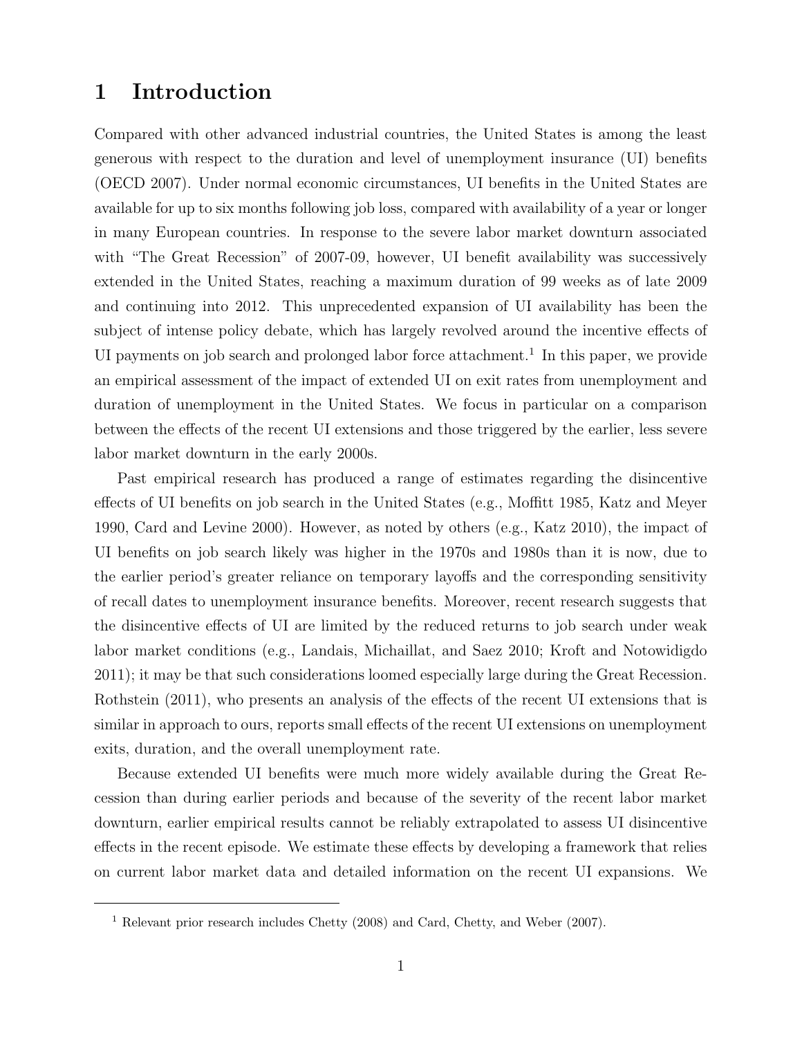# 1 Introduction

Compared with other advanced industrial countries, the United States is among the least generous with respect to the duration and level of unemployment insurance (UI) benefits (OECD 2007). Under normal economic circumstances, UI benefits in the United States are available for up to six months following job loss, compared with availability of a year or longer in many European countries. In response to the severe labor market downturn associated with "The Great Recession" of 2007-09, however, UI benefit availability was successively extended in the United States, reaching a maximum duration of 99 weeks as of late 2009 and continuing into 2012. This unprecedented expansion of UI availability has been the subject of intense policy debate, which has largely revolved around the incentive effects of UI payments on job search and prolonged labor force attachment.[1] In this paper, we provide an empirical assessment of the impact of extended UI on exit rates from unemployment and duration of unemployment in the United States. We focus in particular on a comparison between the effects of the recent UI extensions and those triggered by the earlier, less severe labor market downturn in the early 2000s.

Past empirical research has produced a range of estimates regarding the disincentive effects of UI benefits on job search in the United States (e.g., Moffitt 1985, Katz and Meyer 1990, Card and Levine 2000). However, as noted by others (e.g., Katz 2010), the impact of UI benefits on job search likely was higher in the 1970s and 1980s than it is now, due to the earlier period's greater reliance on temporary layoffs and the corresponding sensitivity of recall dates to unemployment insurance benefits. Moreover, recent research suggests that the disincentive effects of UI are limited by the reduced returns to job search under weak labor market conditions (e.g., Landais, Michaillat, and Saez 2010; Kroft and Notowidigdo 2011); it may be that such considerations loomed especially large during the Great Recession. Rothstein (2011), who presents an analysis of the effects of the recent UI extensions that is similar in approach to ours, reports small effects of the recent UI extensions on unemployment exits, duration, and the overall unemployment rate.

Because extended UI benefits were much more widely available during the Great Recession than during earlier periods and because of the severity of the recent labor market downturn, earlier empirical results cannot be reliably extrapolated to assess UI disincentive effects in the recent episode. We estimate these effects by developing a framework that relies on current labor market data and detailed information on the recent UI expansions. We

[1] Relevant prior research includes Chetty (2008) and Card, Chetty, and Weber (2007).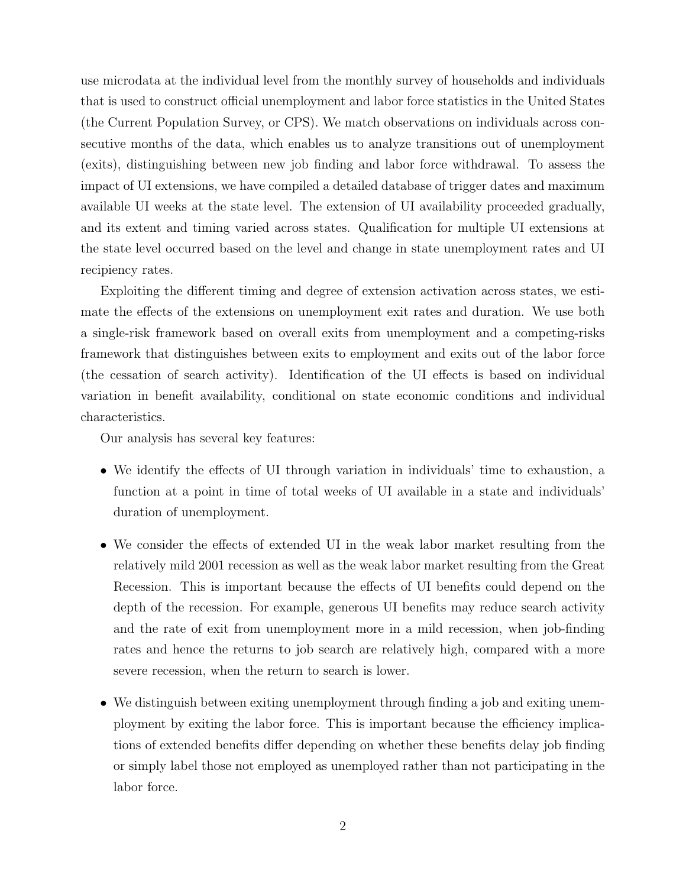use microdata at the individual level from the monthly survey of households and individuals that is used to construct official unemployment and labor force statistics in the United States (the Current Population Survey, or CPS). We match observations on individuals across consecutive months of the data, which enables us to analyze transitions out of unemployment (exits), distinguishing between new job finding and labor force withdrawal. To assess the impact of UI extensions, we have compiled a detailed database of trigger dates and maximum available UI weeks at the state level. The extension of UI availability proceeded gradually, and its extent and timing varied across states. Qualification for multiple UI extensions at the state level occurred based on the level and change in state unemployment rates and UI recipiency rates.

Exploiting the different timing and degree of extension activation across states, we estimate the effects of the extensions on unemployment exit rates and duration. We use both a single-risk framework based on overall exits from unemployment and a competing-risks framework that distinguishes between exits to employment and exits out of the labor force (the cessation of search activity). Identification of the UI effects is based on individual variation in benefit availability, conditional on state economic conditions and individual characteristics.

Our analysis has several key features:

- We identify the effects of UI through variation in individuals' time to exhaustion, a function at a point in time of total weeks of UI available in a state and individuals' duration of unemployment.
- We consider the effects of extended UI in the weak labor market resulting from the relatively mild 2001 recession as well as the weak labor market resulting from the Great Recession. This is important because the effects of UI benefits could depend on the depth of the recession. For example, generous UI benefits may reduce search activity and the rate of exit from unemployment more in a mild recession, when job-finding rates and hence the returns to job search are relatively high, compared with a more severe recession, when the return to search is lower.
- We distinguish between exiting unemployment through finding a job and exiting unemployment by exiting the labor force. This is important because the efficiency implications of extended benefits differ depending on whether these benefits delay job finding or simply label those not employed as unemployed rather than not participating in the labor force.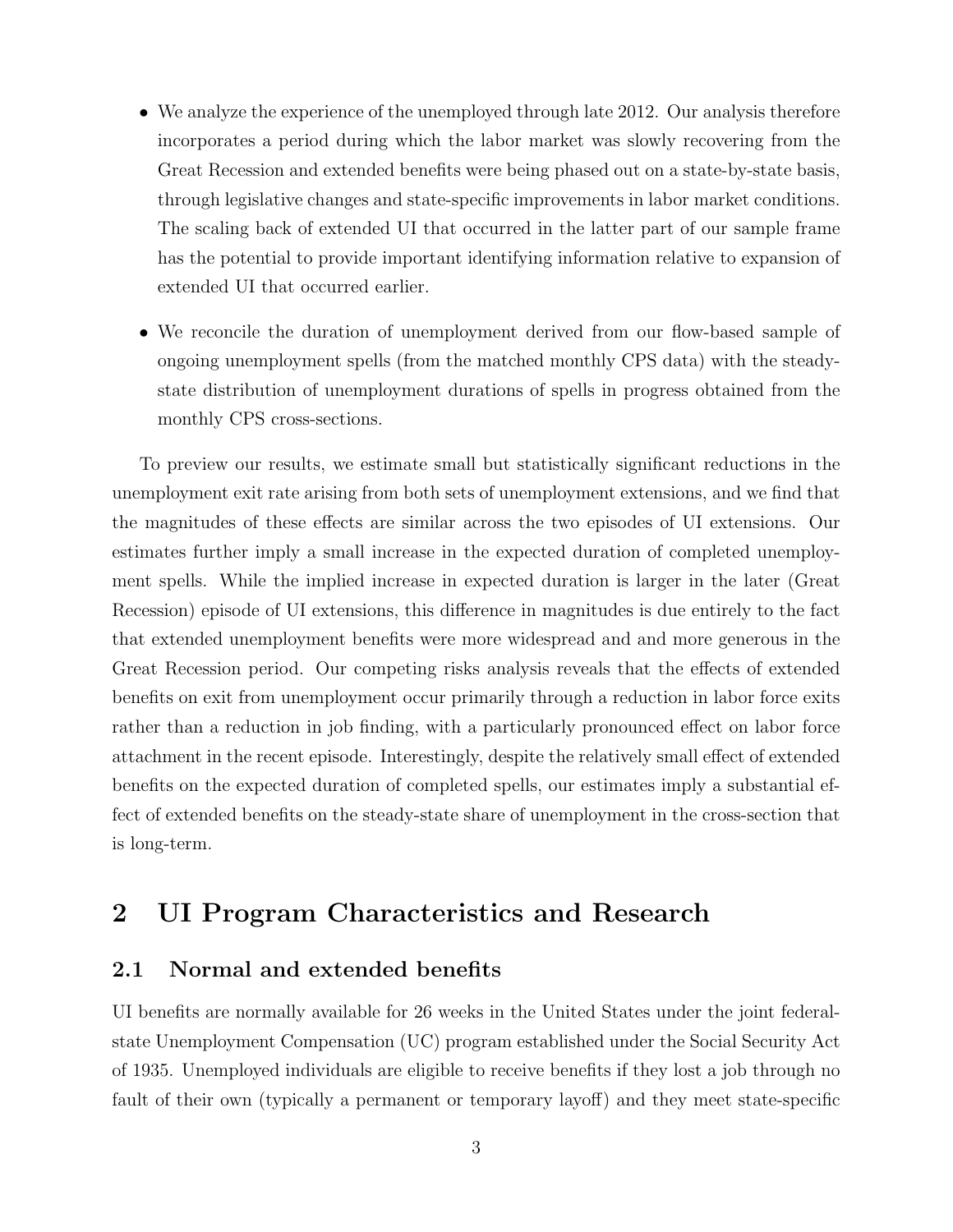- We analyze the experience of the unemployed through late 2012. Our analysis therefore incorporates a period during which the labor market was slowly recovering from the Great Recession and extended benefits were being phased out on a state-by-state basis, through legislative changes and state-specific improvements in labor market conditions. The scaling back of extended UI that occurred in the latter part of our sample frame has the potential to provide important identifying information relative to expansion of extended UI that occurred earlier.

- We reconcile the duration of unemployment derived from our flow-based sample of ongoing unemployment spells (from the matched monthly CPS data) with the steady-state distribution of unemployment durations of spells in progress obtained from the monthly CPS cross-sections.

To preview our results, we estimate small but statistically significant reductions in the unemployment exit rate arising from both sets of unemployment extensions, and we find that the magnitudes of these effects are similar across the two episodes of UI extensions. Our estimates further imply a small increase in the expected duration of completed unemployment spells. While the implied increase in expected duration is larger in the later (Great Recession) episode of UI extensions, this difference in magnitudes is due entirely to the fact that extended unemployment benefits were more widespread and and more generous in the Great Recession period. Our competing risks analysis reveals that the effects of extended benefits on exit from unemployment occur primarily through a reduction in labor force exits rather than a reduction in job finding, with a particularly pronounced effect on labor force attachment in the recent episode. Interestingly, despite the relatively small effect of extended benefits on the expected duration of completed spells, our estimates imply a substantial effect of extended benefits on the steady-state share of unemployment in the cross-section that is long-term.

# 2 UI Program Characteristics and Research

## 2.1 Normal and extended benefits

UI benefits are normally available for 26 weeks in the United States under the joint federal-state Unemployment Compensation (UC) program established under the Social Security Act of 1935. Unemployed individuals are eligible to receive benefits if they lost a job through no fault of their own (typically a permanent or temporary layoff) and they meet state-specific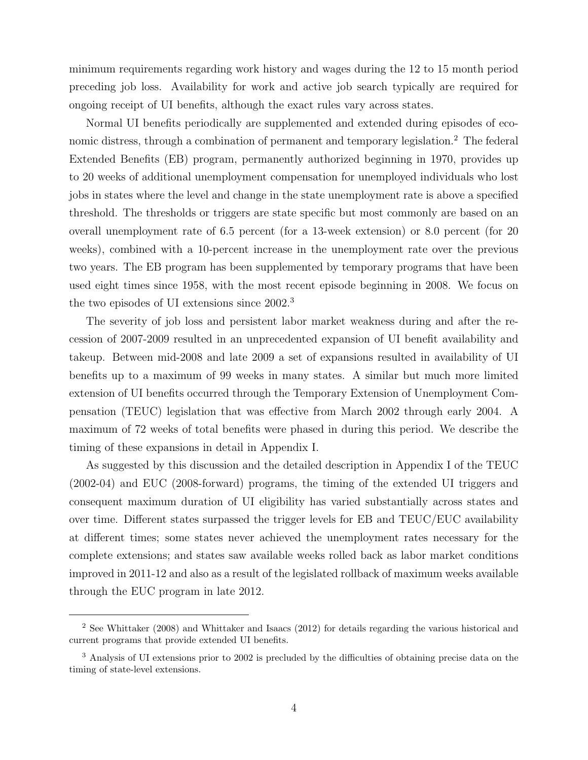minimum requirements regarding work history and wages during the 12 to 15 month period preceding job loss. Availability for work and active job search typically are required for ongoing receipt of UI benefits, although the exact rules vary across states.

Normal UI benefits periodically are supplemented and extended during episodes of economic distress, through a combination of permanent and temporary legislation.[2] The federal Extended Benefits (EB) program, permanently authorized beginning in 1970, provides up to 20 weeks of additional unemployment compensation for unemployed individuals who lost jobs in states where the level and change in the state unemployment rate is above a specified threshold. The thresholds or triggers are state specific but most commonly are based on an overall unemployment rate of 6.5 percent (for a 13-week extension) or 8.0 percent (for 20 weeks), combined with a 10-percent increase in the unemployment rate over the previous two years. The EB program has been supplemented by temporary programs that have been used eight times since 1958, with the most recent episode beginning in 2008. We focus on the two episodes of UI extensions since 2002.[3]

The severity of job loss and persistent labor market weakness during and after the recession of 2007-2009 resulted in an unprecedented expansion of UI benefit availability and takeup. Between mid-2008 and late 2009 a set of expansions resulted in availability of UI benefits up to a maximum of 99 weeks in many states. A similar but much more limited extension of UI benefits occurred through the Temporary Extension of Unemployment Compensation (TEUC) legislation that was effective from March 2002 through early 2004. A maximum of 72 weeks of total benefits were phased in during this period. We describe the timing of these expansions in detail in Appendix I.

As suggested by this discussion and the detailed description in Appendix I of the TEUC (2002-04) and EUC (2008-forward) programs, the timing of the extended UI triggers and consequent maximum duration of UI eligibility has varied substantially across states and over time. Different states surpassed the trigger levels for EB and TEUC/EUC availability at different times; some states never achieved the unemployment rates necessary for the complete extensions; and states saw available weeks rolled back as labor market conditions improved in 2011-12 and also as a result of the legislated rollback of maximum weeks available through the EUC program in late 2012.

---

[2] See Whittaker (2008) and Whittaker and Isaacs (2012) for details regarding the various historical and current programs that provide extended UI benefits.

[3] Analysis of UI extensions prior to 2002 is precluded by the difficulties of obtaining precise data on the timing of state-level extensions.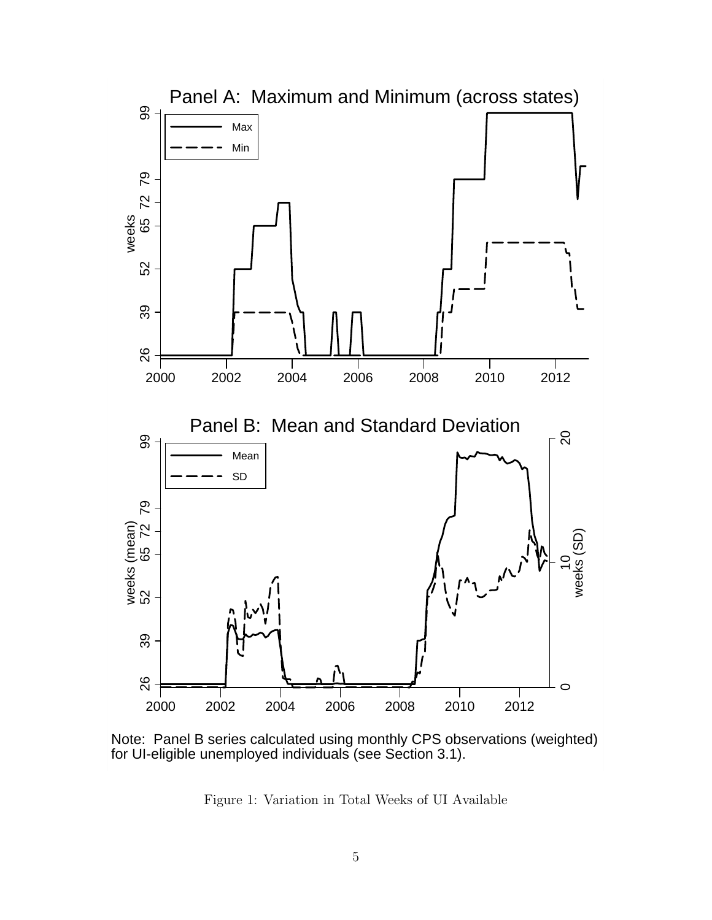Panel A: Maximum and Minimum (across states)

Panel B: Mean and Standard Deviation

Note: Panel B series calculated using monthly CPS observations (weighted) for UI-eligible unemployed individuals (see Section 3.1).

Figure 1: Variation in Total Weeks of UI Available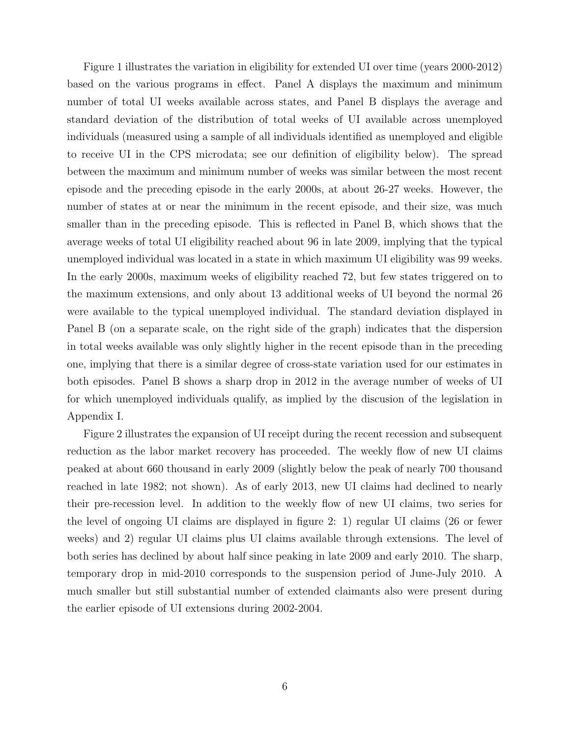Figure 1 illustrates the variation in eligibility for extended UI over time (years 2000-2012) based on the various programs in effect. Panel A displays the maximum and minimum number of total UI weeks available across states, and Panel B displays the average and standard deviation of the distribution of total weeks of UI available across unemployed individuals (measured using a sample of all individuals identified as unemployed and eligible to receive UI in the CPS microdata; see our definition of eligibility below). The spread between the maximum and minimum number of weeks was similar between the most recent episode and the preceding episode in the early 2000s, at about 26-27 weeks. However, the number of states at or near the minimum in the recent episode, and their size, was much smaller than in the preceding episode. This is reflected in Panel B, which shows that the average weeks of total UI eligibility reached about 96 in late 2009, implying that the typical unemployed individual was located in a state in which maximum UI eligibility was 99 weeks. In the early 2000s, maximum weeks of eligibility reached 72, but few states triggered on to the maximum extensions, and only about 13 additional weeks of UI beyond the normal 26 were available to the typical unemployed individual. The standard deviation displayed in Panel B (on a separate scale, on the right side of the graph) indicates that the dispersion in total weeks available was only slightly higher in the recent episode than in the preceding one, implying that there is a similar degree of cross-state variation used for our estimates in both episodes. Panel B shows a sharp drop in 2012 in the average number of weeks of UI for which unemployed individuals qualify, as implied by the discusion of the legislation in Appendix I.

Figure 2 illustrates the expansion of UI receipt during the recent recession and subsequent reduction as the labor market recovery has proceeded. The weekly flow of new UI claims peaked at about 660 thousand in early 2009 (slightly below the peak of nearly 700 thousand reached in late 1982; not shown). As of early 2013, new UI claims had declined to nearly their pre-recession level. In addition to the weekly flow of new UI claims, two series for the level of ongoing UI claims are displayed in figure 2: 1) regular UI claims (26 or fewer weeks) and 2) regular UI claims plus UI claims available through extensions. The level of both series has declined by about half since peaking in late 2009 and early 2010. The sharp, temporary drop in mid-2010 corresponds to the suspension period of June-July 2010. A much smaller but still substantial number of extended claimants also were present during the earlier episode of UI extensions during 2002-2004.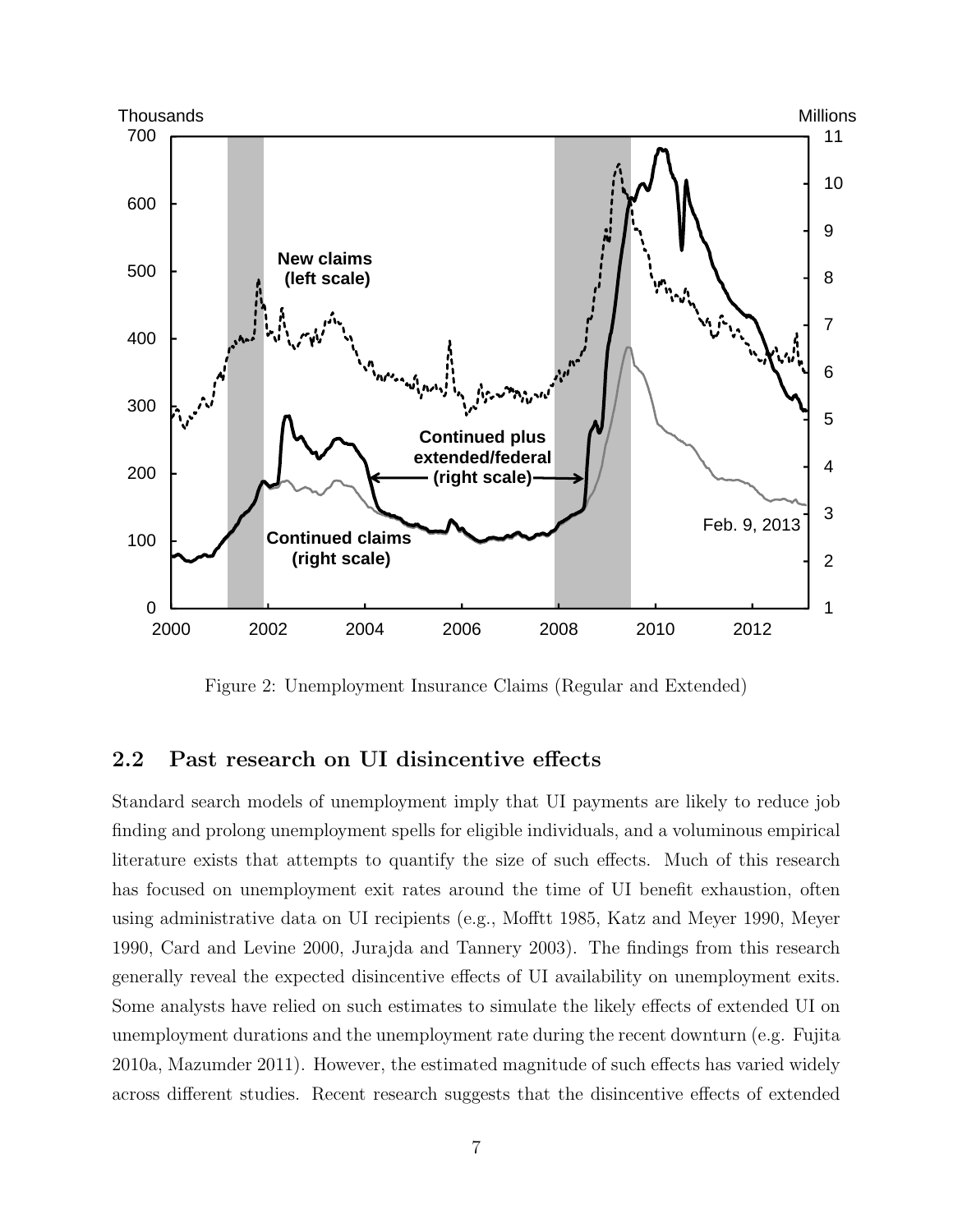Figure 2: Unemployment Insurance Claims (Regular and Extended)

## 2.2 Past research on UI disincentive effects

Standard search models of unemployment imply that UI payments are likely to reduce job finding and prolong unemployment spells for eligible individuals, and a voluminous empirical literature exists that attempts to quantify the size of such effects. Much of this research has focused on unemployment exit rates around the time of UI benefit exhaustion, often using administrative data on UI recipients (e.g., Mofftt 1985, Katz and Meyer 1990, Meyer 1990, Card and Levine 2000, Jurajda and Tannery 2003). The findings from this research generally reveal the expected disincentive effects of UI availability on unemployment exits. Some analysts have relied on such estimates to simulate the likely effects of extended UI on unemployment durations and the unemployment rate during the recent downturn (e.g. Fujita 2010a, Mazumder 2011). However, the estimated magnitude of such effects has varied widely across different studies. Recent research suggests that the disincentive effects of extended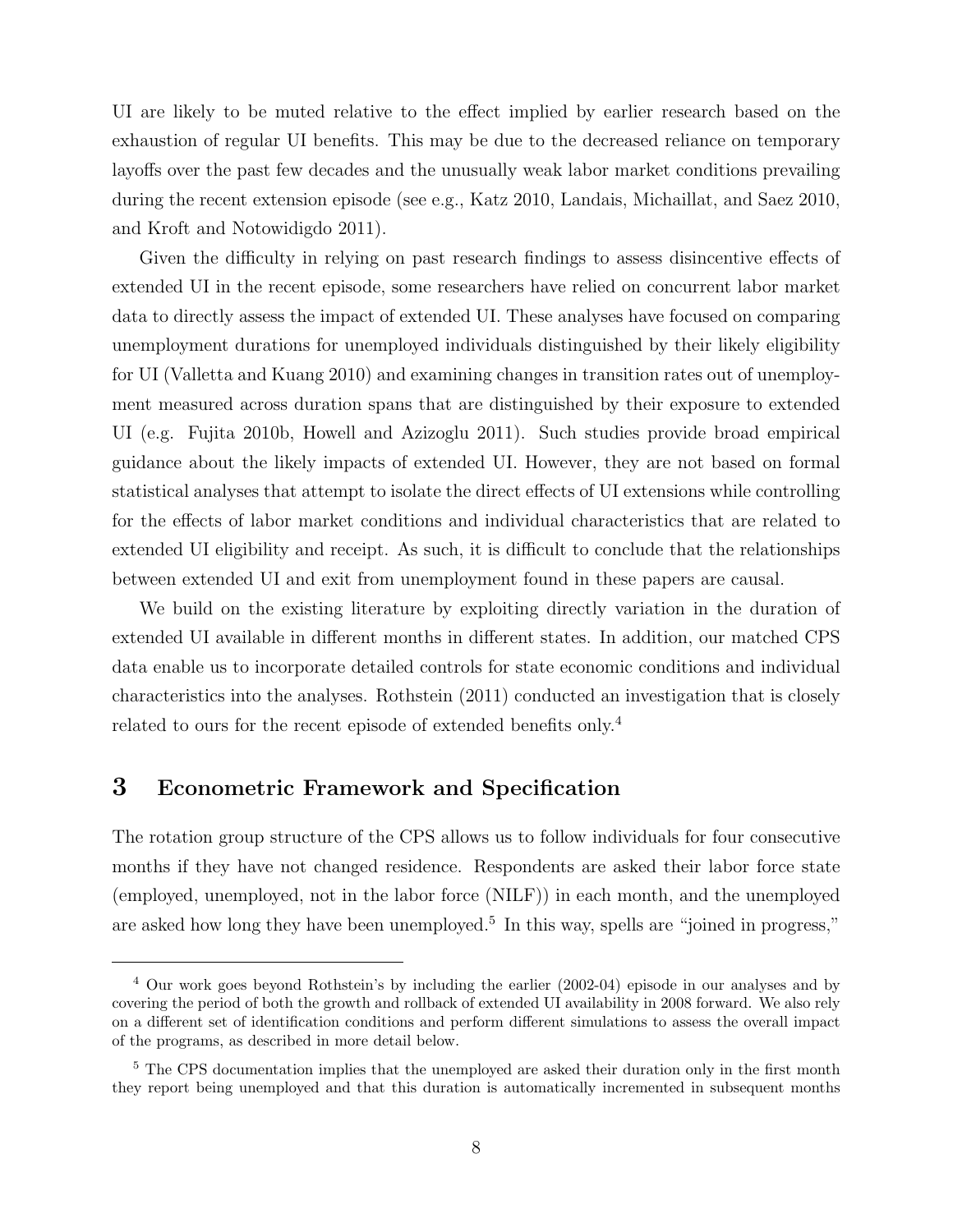UI are likely to be muted relative to the effect implied by earlier research based on the exhaustion of regular UI benefits. This may be due to the decreased reliance on temporary layoffs over the past few decades and the unusually weak labor market conditions prevailing during the recent extension episode (see e.g., Katz 2010, Landais, Michaillat, and Saez 2010, and Kroft and Notowidigdo 2011).

Given the difficulty in relying on past research findings to assess disincentive effects of extended UI in the recent episode, some researchers have relied on concurrent labor market data to directly assess the impact of extended UI. These analyses have focused on comparing unemployment durations for unemployed individuals distinguished by their likely eligibility for UI (Valletta and Kuang 2010) and examining changes in transition rates out of unemployment measured across duration spans that are distinguished by their exposure to extended UI (e.g. Fujita 2010b, Howell and Azizoglu 2011). Such studies provide broad empirical guidance about the likely impacts of extended UI. However, they are not based on formal statistical analyses that attempt to isolate the direct effects of UI extensions while controlling for the effects of labor market conditions and individual characteristics that are related to extended UI eligibility and receipt. As such, it is difficult to conclude that the relationships between extended UI and exit from unemployment found in these papers are causal.

We build on the existing literature by exploiting directly variation in the duration of extended UI available in different months in different states. In addition, our matched CPS data enable us to incorporate detailed controls for state economic conditions and individual characteristics into the analyses. Rothstein (2011) conducted an investigation that is closely related to ours for the recent episode of extended benefits only.[4]

## 3 Econometric Framework and Specification

The rotation group structure of the CPS allows us to follow individuals for four consecutive months if they have not changed residence. Respondents are asked their labor force state (employed, unemployed, not in the labor force (NILF)) in each month, and the unemployed are asked how long they have been unemployed.[5] In this way, spells are "joined in progress,"

[4] Our work goes beyond Rothstein's by including the earlier (2002-04) episode in our analyses and by covering the period of both the growth and rollback of extended UI availability in 2008 forward. We also rely on a different set of identification conditions and perform different simulations to assess the overall impact of the programs, as described in more detail below.

[5] The CPS documentation implies that the unemployed are asked their duration only in the first month they report being unemployed and that this duration is automatically incremented in subsequent months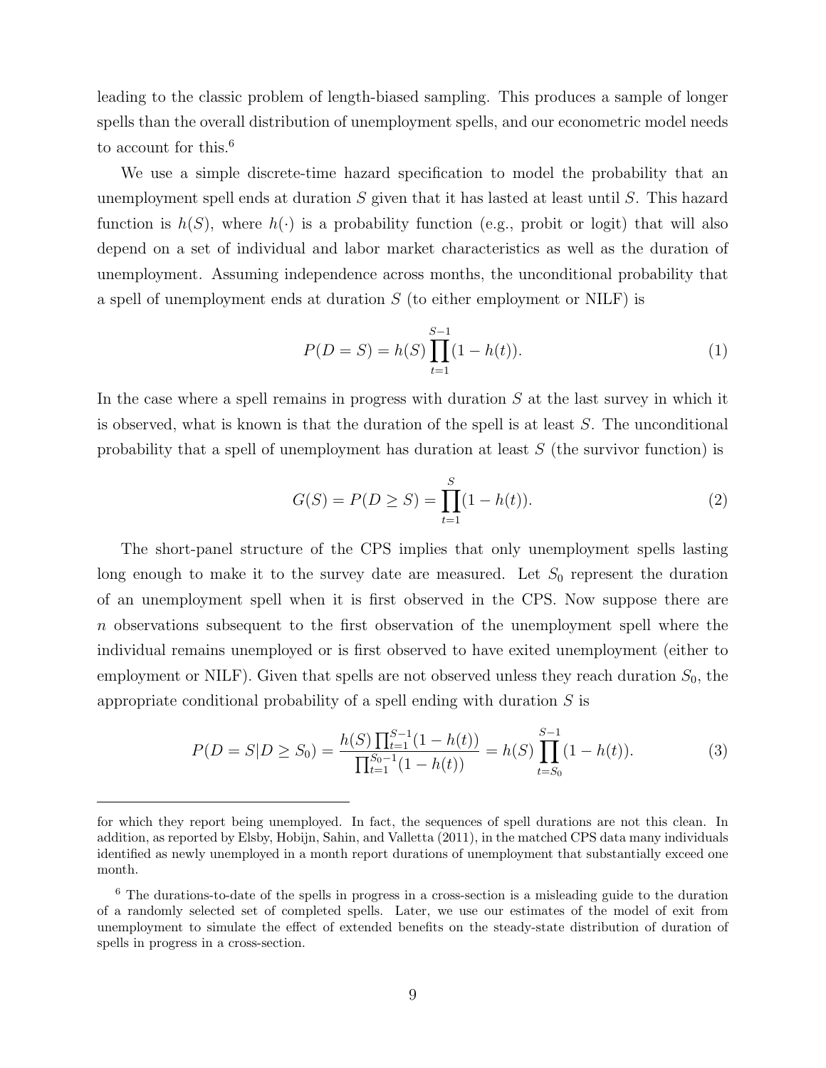leading to the classic problem of length-biased sampling. This produces a sample of longer spells than the overall distribution of unemployment spells, and our econometric model needs to account for this.[6]

We use a simple discrete-time hazard specification to model the probability that an unemployment spell ends at duration $S$ given that it has lasted at least until $S$. This hazard function is $h(S)$, where $h(\cdot)$ is a probability function (e.g., probit or logit) that will also depend on a set of individual and labor market characteristics as well as the duration of unemployment. Assuming independence across months, the unconditional probability that a spell of unemployment ends at duration $S$ (to either employment or NILF) is

$$P(D = S) = h(S) \prod_{t=1}^{S-1} (1 - h(t)). \tag{1}$$

In the case where a spell remains in progress with duration $S$ at the last survey in which it is observed, what is known is that the duration of the spell is at least $S$. The unconditional probability that a spell of unemployment has duration at least $S$ (the survivor function) is

$$G(S) = P(D \geq S) = \prod_{t=1}^{S} (1 - h(t)). \tag{2}$$

The short-panel structure of the CPS implies that only unemployment spells lasting long enough to make it to the survey date are measured. Let $S_0$ represent the duration of an unemployment spell when it is first observed in the CPS. Now suppose there are $n$ observations subsequent to the first observation of the unemployment spell where the individual remains unemployed or is first observed to have exited unemployment (either to employment or NILF). Given that spells are not observed unless they reach duration $S_0$, the appropriate conditional probability of a spell ending with duration $S$ is

$$P(D = S | D \geq S_0) = \frac{h(S) \prod_{t=1}^{S-1} (1 - h(t))}{\prod_{t=1}^{S_0 - 1} (1 - h(t))} = h(S) \prod_{t=S_0}^{S-1} (1 - h(t)). \tag{3}$$

---

for which they report being unemployed. In fact, the sequences of spell durations are not this clean. In addition, as reported by Elsby, Hobijn, Sahin, and Valletta (2011), in the matched CPS data many individuals identified as newly unemployed in a month report durations of unemployment that substantially exceed one month.

[6] The durations-to-date of the spells in progress in a cross-section is a misleading guide to the duration of a randomly selected set of completed spells. Later, we use our estimates of the model of exit from unemployment to simulate the effect of extended benefits on the steady-state distribution of duration of spells in progress in a cross-section.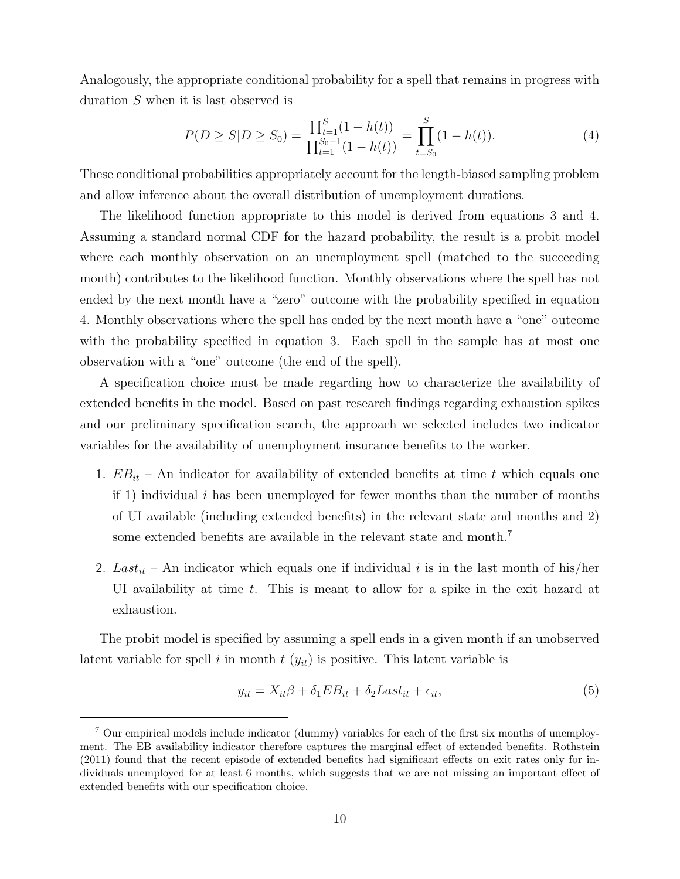Analogously, the appropriate conditional probability for a spell that remains in progress with duration $S$ when it is last observed is

$$P(D \geq S | D \geq S_0) = \frac{\prod_{t=1}^{S}(1 - h(t))}{\prod_{t=1}^{S_0-1}(1 - h(t))} = \prod_{t=S_0}^{S}(1 - h(t)). \tag{4}$$

These conditional probabilities appropriately account for the length-biased sampling problem and allow inference about the overall distribution of unemployment durations.

The likelihood function appropriate to this model is derived from equations 3 and 4. Assuming a standard normal CDF for the hazard probability, the result is a probit model where each monthly observation on an unemployment spell (matched to the succeeding month) contributes to the likelihood function. Monthly observations where the spell has not ended by the next month have a "zero" outcome with the probability specified in equation 4. Monthly observations where the spell has ended by the next month have a "one" outcome with the probability specified in equation 3. Each spell in the sample has at most one observation with a "one" outcome (the end of the spell).

A specification choice must be made regarding how to characterize the availability of extended benefits in the model. Based on past research findings regarding exhaustion spikes and our preliminary specification search, the approach we selected includes two indicator variables for the availability of unemployment insurance benefits to the worker.

1. $EB_{it}$ – An indicator for availability of extended benefits at time $t$ which equals one if 1) individual $i$ has been unemployed for fewer months than the number of months of UI available (including extended benefits) in the relevant state and months and 2) some extended benefits are available in the relevant state and month.[7]

2. $Last_{it}$ – An indicator which equals one if individual $i$ is in the last month of his/her UI availability at time $t$. This is meant to allow for a spike in the exit hazard at exhaustion.

The probit model is specified by assuming a spell ends in a given month if an unobserved latent variable for spell $i$ in month $t$ ($y_{it}$) is positive. This latent variable is

$$y_{it} = X_{it}\beta + \delta_1 EB_{it} + \delta_2 Last_{it} + \epsilon_{it}, \tag{5}$$

[7] Our empirical models include indicator (dummy) variables for each of the first six months of unemployment. The EB availability indicator therefore captures the marginal effect of extended benefits. Rothstein (2011) found that the recent episode of extended benefits had significant effects on exit rates only for individuals unemployed for at least 6 months, which suggests that we are not missing an important effect of extended benefits with our specification choice.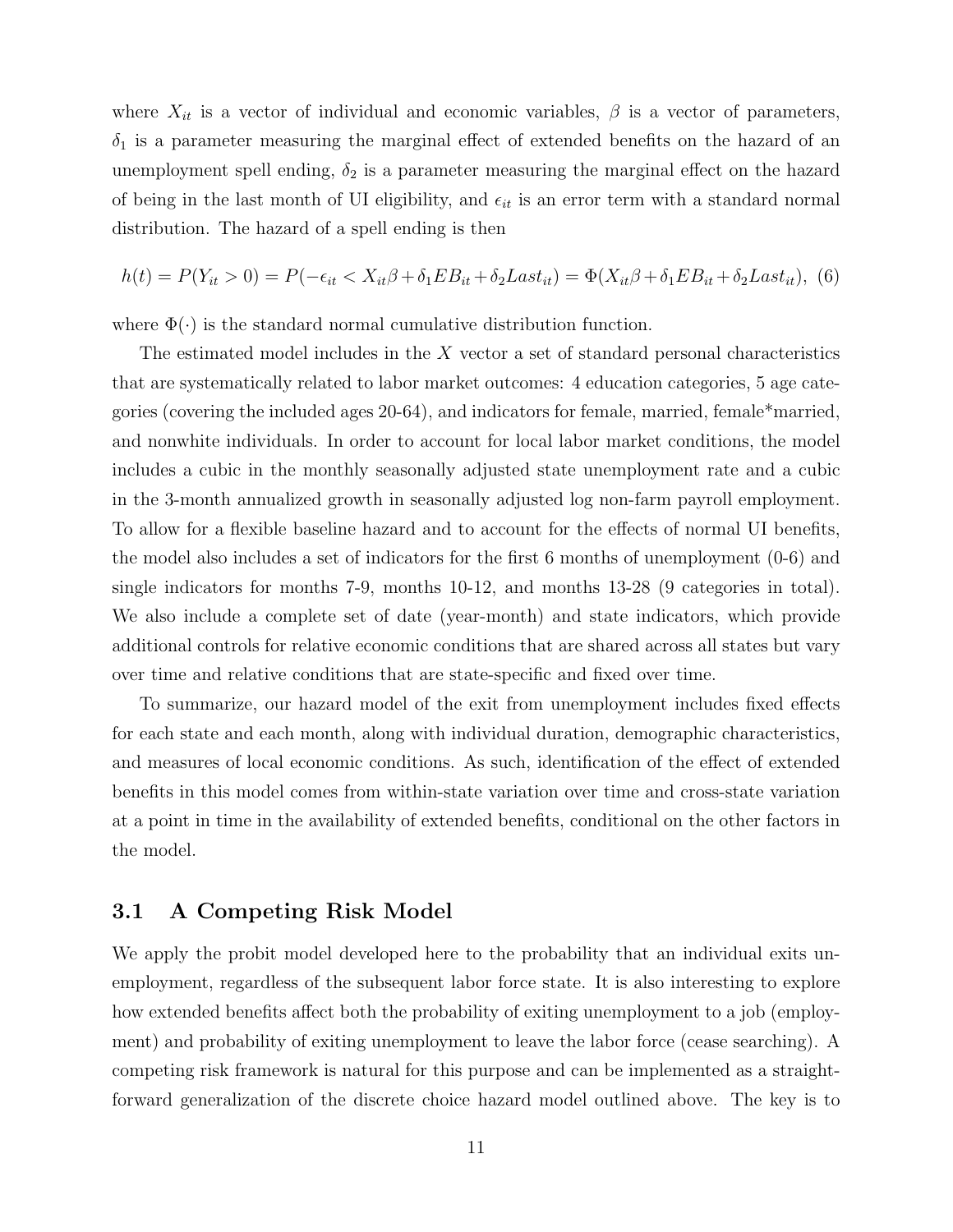where $X_{it}$ is a vector of individual and economic variables, $\beta$ is a vector of parameters, $\delta_1$ is a parameter measuring the marginal effect of extended benefits on the hazard of an unemployment spell ending, $\delta_2$ is a parameter measuring the marginal effect on the hazard of being in the last month of UI eligibility, and $\epsilon_{it}$ is an error term with a standard normal distribution. The hazard of a spell ending is then

$$h(t) = P(Y_{it} > 0) = P(-\epsilon_{it} < X_{it}\beta + \delta_1 EB_{it} + \delta_2 Last_{it}) = \Phi(X_{it}\beta + \delta_1 EB_{it} + \delta_2 Last_{it}), \quad (6)$$

where $\Phi(\cdot)$ is the standard normal cumulative distribution function.

The estimated model includes in the $X$ vector a set of standard personal characteristics that are systematically related to labor market outcomes: 4 education categories, 5 age categories (covering the included ages 20-64), and indicators for female, married, female*married, and nonwhite individuals. In order to account for local labor market conditions, the model includes a cubic in the monthly seasonally adjusted state unemployment rate and a cubic in the 3-month annualized growth in seasonally adjusted log non-farm payroll employment. To allow for a flexible baseline hazard and to account for the effects of normal UI benefits, the model also includes a set of indicators for the first 6 months of unemployment (0-6) and single indicators for months 7-9, months 10-12, and months 13-28 (9 categories in total). We also include a complete set of date (year-month) and state indicators, which provide additional controls for relative economic conditions that are shared across all states but vary over time and relative conditions that are state-specific and fixed over time.

To summarize, our hazard model of the exit from unemployment includes fixed effects for each state and each month, along with individual duration, demographic characteristics, and measures of local economic conditions. As such, identification of the effect of extended benefits in this model comes from within-state variation over time and cross-state variation at a point in time in the availability of extended benefits, conditional on the other factors in the model.

### 3.1 A Competing Risk Model

We apply the probit model developed here to the probability that an individual exits unemployment, regardless of the subsequent labor force state. It is also interesting to explore how extended benefits affect both the probability of exiting unemployment to a job (employment) and probability of exiting unemployment to leave the labor force (cease searching). A competing risk framework is natural for this purpose and can be implemented as a straightforward generalization of the discrete choice hazard model outlined above. The key is to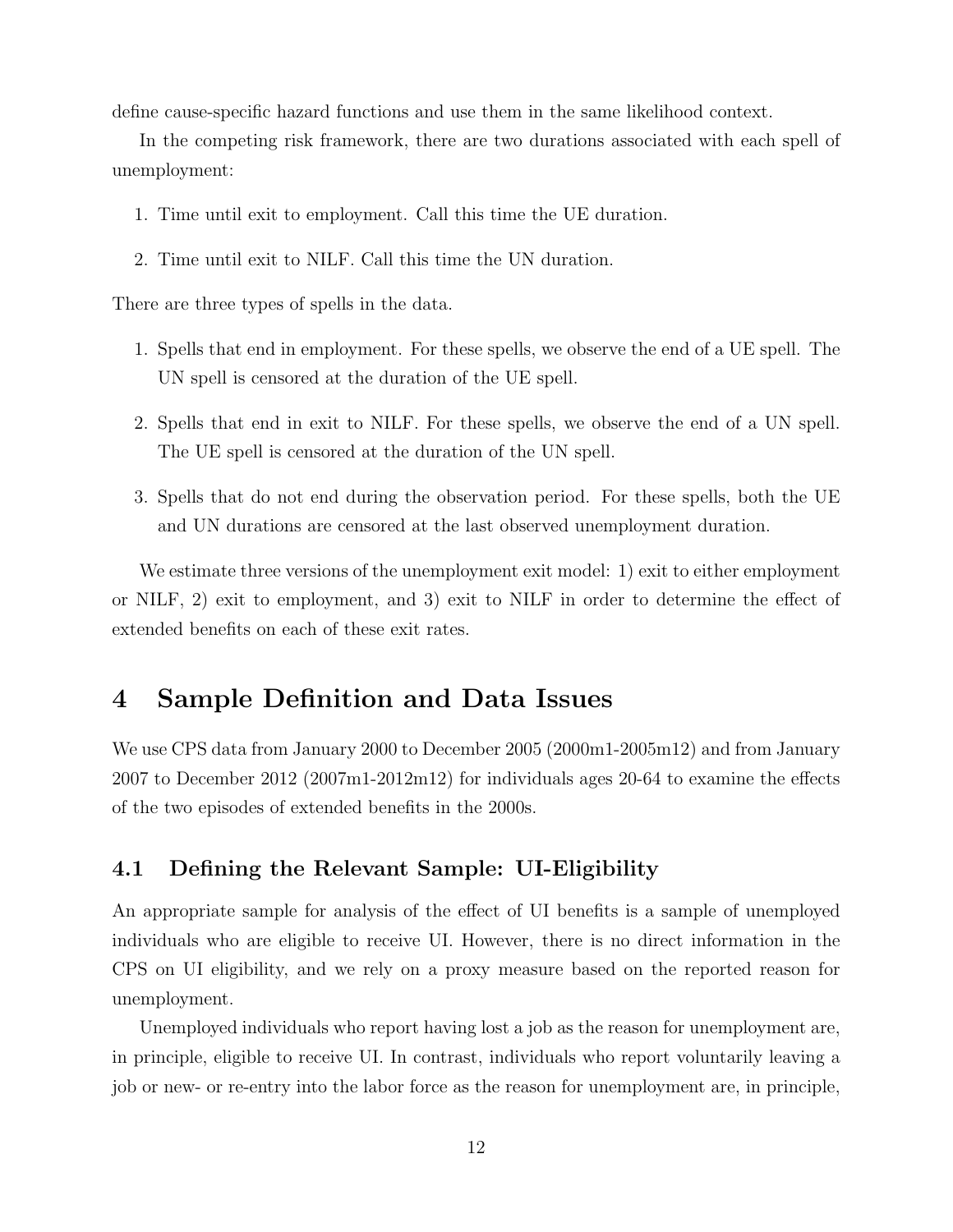define cause-specific hazard functions and use them in the same likelihood context.

In the competing risk framework, there are two durations associated with each spell of unemployment:

1. Time until exit to employment. Call this time the UE duration.
2. Time until exit to NILF. Call this time the UN duration.

There are three types of spells in the data.

1. Spells that end in employment. For these spells, we observe the end of a UE spell. The UN spell is censored at the duration of the UE spell.
2. Spells that end in exit to NILF. For these spells, we observe the end of a UN spell. The UE spell is censored at the duration of the UN spell.
3. Spells that do not end during the observation period. For these spells, both the UE and UN durations are censored at the last observed unemployment duration.

We estimate three versions of the unemployment exit model: 1) exit to either employment or NILF, 2) exit to employment, and 3) exit to NILF in order to determine the effect of extended benefits on each of these exit rates.

# 4 Sample Definition and Data Issues

We use CPS data from January 2000 to December 2005 (2000m1-2005m12) and from January 2007 to December 2012 (2007m1-2012m12) for individuals ages 20-64 to examine the effects of the two episodes of extended benefits in the 2000s.

## 4.1 Defining the Relevant Sample: UI-Eligibility

An appropriate sample for analysis of the effect of UI benefits is a sample of unemployed individuals who are eligible to receive UI. However, there is no direct information in the CPS on UI eligibility, and we rely on a proxy measure based on the reported reason for unemployment.

Unemployed individuals who report having lost a job as the reason for unemployment are, in principle, eligible to receive UI. In contrast, individuals who report voluntarily leaving a job or new- or re-entry into the labor force as the reason for unemployment are, in principle,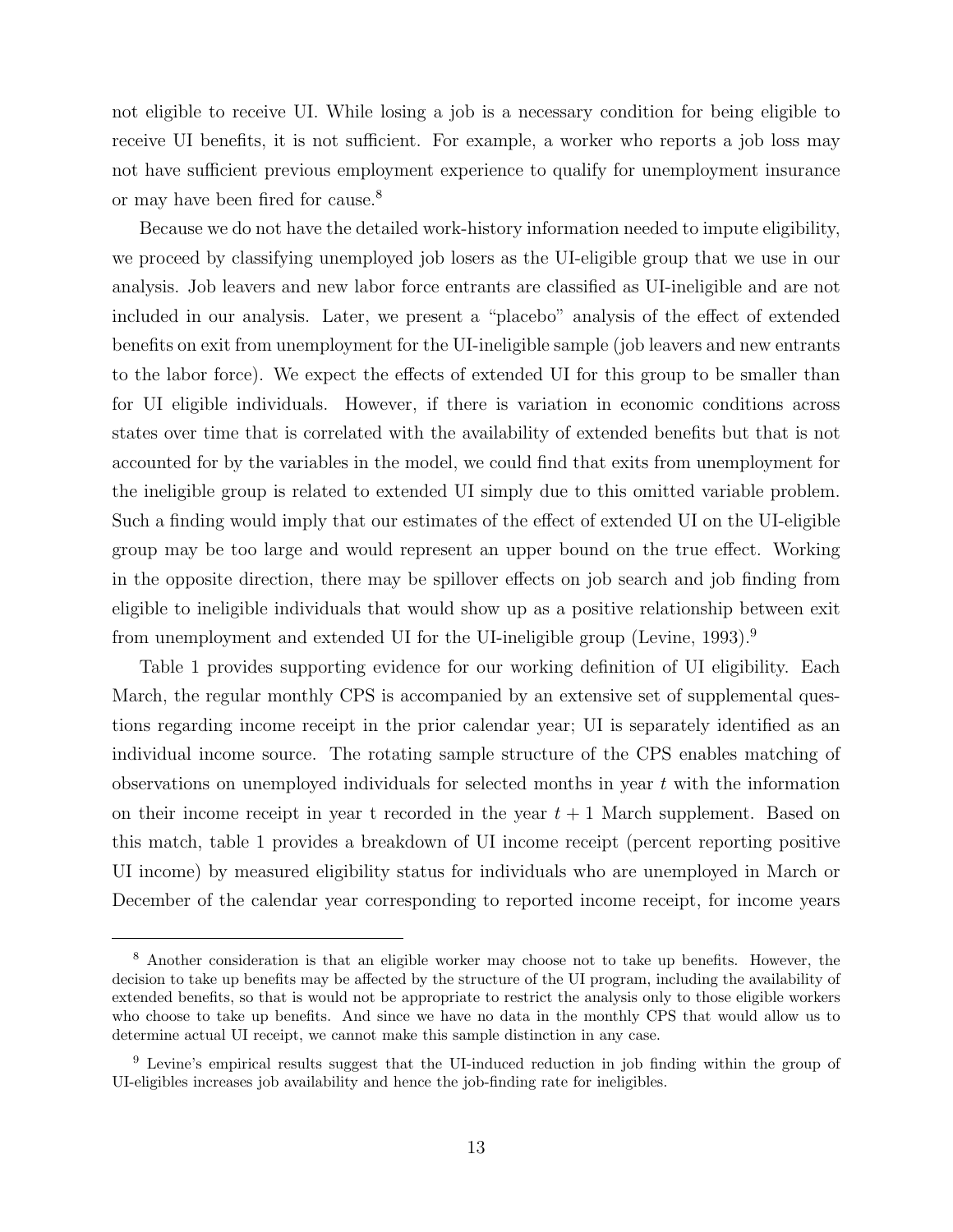not eligible to receive UI. While losing a job is a necessary condition for being eligible to receive UI benefits, it is not sufficient. For example, a worker who reports a job loss may not have sufficient previous employment experience to qualify for unemployment insurance or may have been fired for cause.[8]

Because we do not have the detailed work-history information needed to impute eligibility, we proceed by classifying unemployed job losers as the UI-eligible group that we use in our analysis. Job leavers and new labor force entrants are classified as UI-ineligible and are not included in our analysis. Later, we present a "placebo" analysis of the effect of extended benefits on exit from unemployment for the UI-ineligible sample (job leavers and new entrants to the labor force). We expect the effects of extended UI for this group to be smaller than for UI eligible individuals. However, if there is variation in economic conditions across states over time that is correlated with the availability of extended benefits but that is not accounted for by the variables in the model, we could find that exits from unemployment for the ineligible group is related to extended UI simply due to this omitted variable problem. Such a finding would imply that our estimates of the effect of extended UI on the UI-eligible group may be too large and would represent an upper bound on the true effect. Working in the opposite direction, there may be spillover effects on job search and job finding from eligible to ineligible individuals that would show up as a positive relationship between exit from unemployment and extended UI for the UI-ineligible group (Levine, 1993).[9]

Table 1 provides supporting evidence for our working definition of UI eligibility. Each March, the regular monthly CPS is accompanied by an extensive set of supplemental questions regarding income receipt in the prior calendar year; UI is separately identified as an individual income source. The rotating sample structure of the CPS enables matching of observations on unemployed individuals for selected months in year $t$ with the information on their income receipt in year t recorded in the year $t + 1$ March supplement. Based on this match, table 1 provides a breakdown of UI income receipt (percent reporting positive UI income) by measured eligibility status for individuals who are unemployed in March or December of the calendar year corresponding to reported income receipt, for income years

---

[8] Another consideration is that an eligible worker may choose not to take up benefits. However, the decision to take up benefits may be affected by the structure of the UI program, including the availability of extended benefits, so that is would not be appropriate to restrict the analysis only to those eligible workers who choose to take up benefits. And since we have no data in the monthly CPS that would allow us to determine actual UI receipt, we cannot make this sample distinction in any case.

[9] Levine's empirical results suggest that the UI-induced reduction in job finding within the group of UI-eligibles increases job availability and hence the job-finding rate for ineligibles.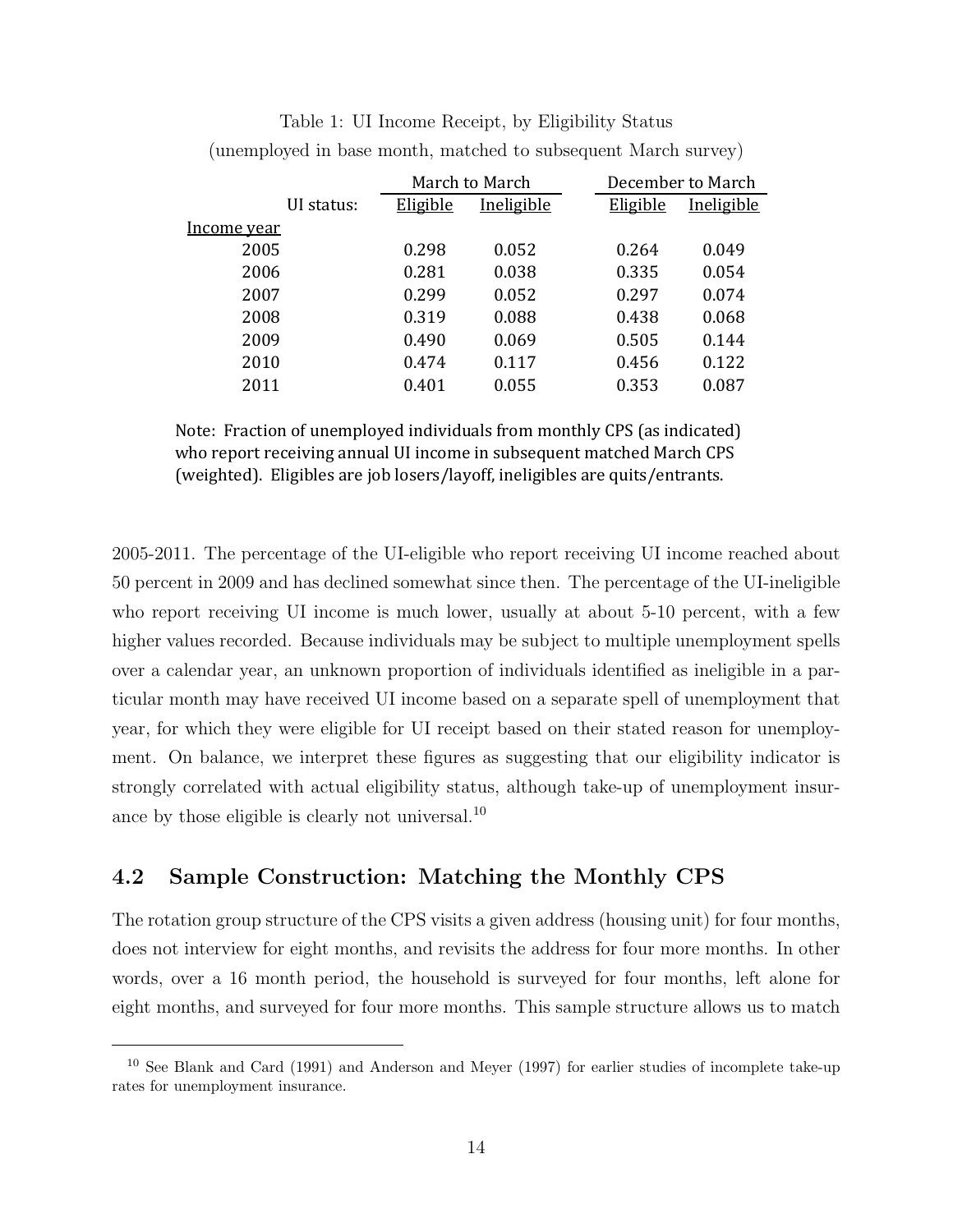Table 1: UI Income Receipt, by Eligibility Status
(unemployed in base month, matched to subsequent March survey)

| | March to March | | December to March | |
|---|---|---|---|---|
| UI status: | Eligible | Ineligible | Eligible | Ineligible |
| Income year | | | | |
| 2005 | 0.298 | 0.052 | 0.264 | 0.049 |
| 2006 | 0.281 | 0.038 | 0.335 | 0.054 |
| 2007 | 0.299 | 0.052 | 0.297 | 0.074 |
| 2008 | 0.319 | 0.088 | 0.438 | 0.068 |
| 2009 | 0.490 | 0.069 | 0.505 | 0.144 |
| 2010 | 0.474 | 0.117 | 0.456 | 0.122 |
| 2011 | 0.401 | 0.055 | 0.353 | 0.087 |

Note: Fraction of unemployed individuals from monthly CPS (as indicated) who report receiving annual UI income in subsequent matched March CPS (weighted). Eligibles are job losers/layoff, ineligibles are quits/entrants.

2005-2011. The percentage of the UI-eligible who report receiving UI income reached about 50 percent in 2009 and has declined somewhat since then. The percentage of the UI-ineligible who report receiving UI income is much lower, usually at about 5-10 percent, with a few higher values recorded. Because individuals may be subject to multiple unemployment spells over a calendar year, an unknown proportion of individuals identified as ineligible in a particular month may have received UI income based on a separate spell of unemployment that year, for which they were eligible for UI receipt based on their stated reason for unemployment. On balance, we interpret these figures as suggesting that our eligibility indicator is strongly correlated with actual eligibility status, although take-up of unemployment insurance by those eligible is clearly not universal.[10]

## 4.2 Sample Construction: Matching the Monthly CPS

The rotation group structure of the CPS visits a given address (housing unit) for four months, does not interview for eight months, and revisits the address for four more months. In other words, over a 16 month period, the household is surveyed for four months, left alone for eight months, and surveyed for four more months. This sample structure allows us to match

[10] See Blank and Card (1991) and Anderson and Meyer (1997) for earlier studies of incomplete take-up rates for unemployment insurance.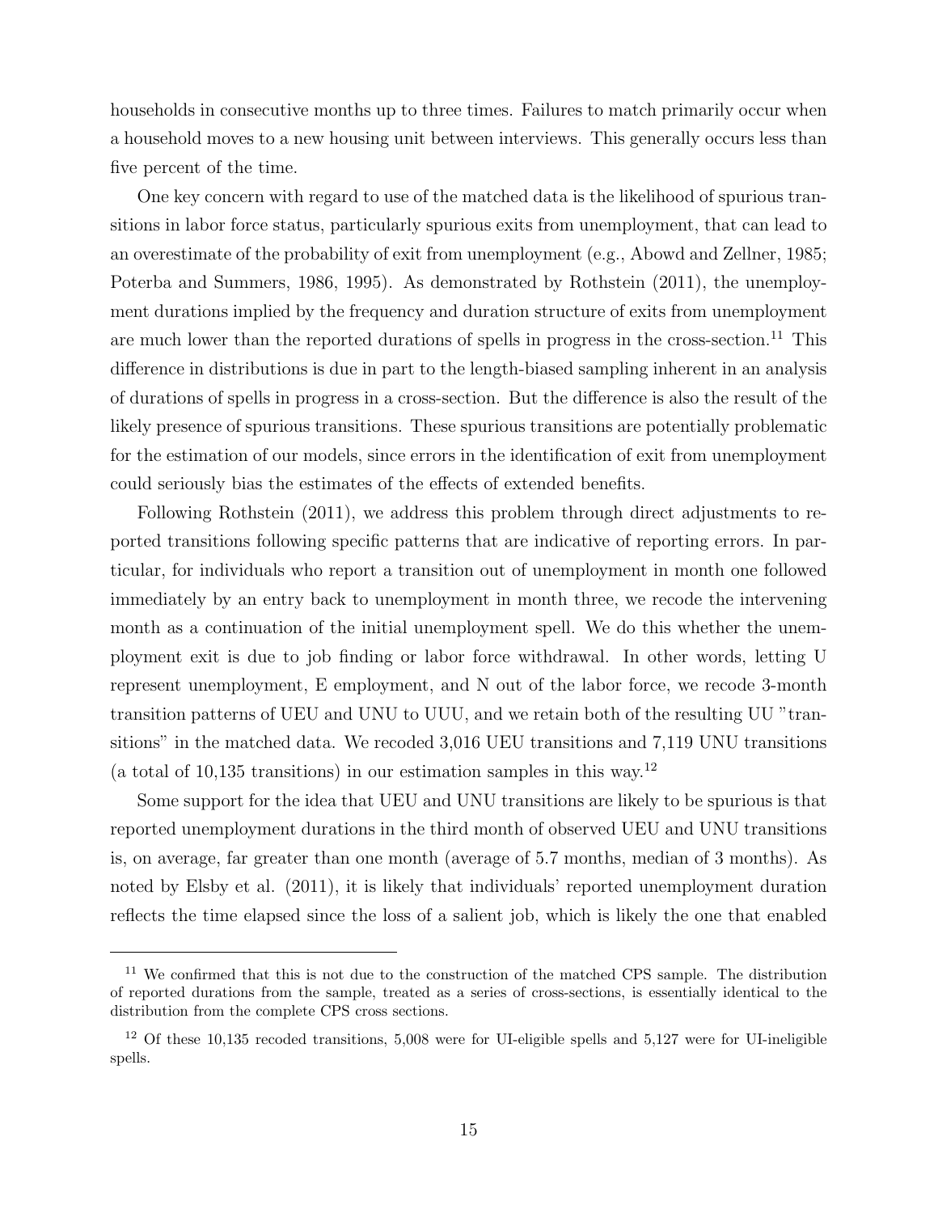households in consecutive months up to three times. Failures to match primarily occur when a household moves to a new housing unit between interviews. This generally occurs less than five percent of the time.

One key concern with regard to use of the matched data is the likelihood of spurious transitions in labor force status, particularly spurious exits from unemployment, that can lead to an overestimate of the probability of exit from unemployment (e.g., Abowd and Zellner, 1985; Poterba and Summers, 1986, 1995). As demonstrated by Rothstein (2011), the unemployment durations implied by the frequency and duration structure of exits from unemployment are much lower than the reported durations of spells in progress in the cross-section.[11] This difference in distributions is due in part to the length-biased sampling inherent in an analysis of durations of spells in progress in a cross-section. But the difference is also the result of the likely presence of spurious transitions. These spurious transitions are potentially problematic for the estimation of our models, since errors in the identification of exit from unemployment could seriously bias the estimates of the effects of extended benefits.

Following Rothstein (2011), we address this problem through direct adjustments to reported transitions following specific patterns that are indicative of reporting errors. In particular, for individuals who report a transition out of unemployment in month one followed immediately by an entry back to unemployment in month three, we recode the intervening month as a continuation of the initial unemployment spell. We do this whether the unemployment exit is due to job finding or labor force withdrawal. In other words, letting U represent unemployment, E employment, and N out of the labor force, we recode 3-month transition patterns of UEU and UNU to UUU, and we retain both of the resulting UU "transitions" in the matched data. We recoded 3,016 UEU transitions and 7,119 UNU transitions (a total of 10,135 transitions) in our estimation samples in this way.[12]

Some support for the idea that UEU and UNU transitions are likely to be spurious is that reported unemployment durations in the third month of observed UEU and UNU transitions is, on average, far greater than one month (average of 5.7 months, median of 3 months). As noted by Elsby et al. (2011), it is likely that individuals' reported unemployment duration reflects the time elapsed since the loss of a salient job, which is likely the one that enabled

---

[11] We confirmed that this is not due to the construction of the matched CPS sample. The distribution of reported durations from the sample, treated as a series of cross-sections, is essentially identical to the distribution from the complete CPS cross sections.

[12] Of these 10,135 recoded transitions, 5,008 were for UI-eligible spells and 5,127 were for UI-ineligible spells.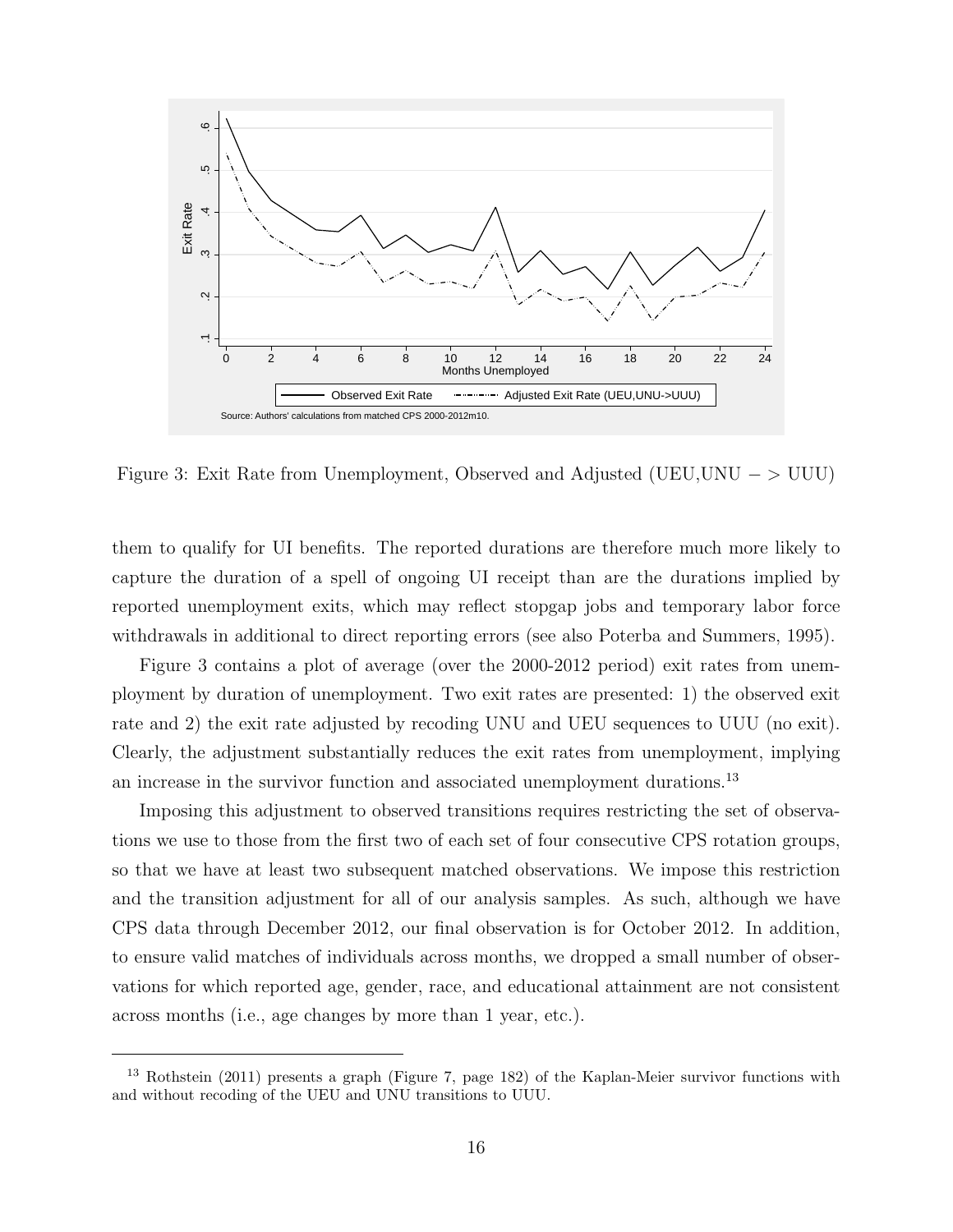Figure 3: Exit Rate from Unemployment, Observed and Adjusted (UEU,UNU − > UUU)

them to qualify for UI benefits. The reported durations are therefore much more likely to capture the duration of a spell of ongoing UI receipt than are the durations implied by reported unemployment exits, which may reflect stopgap jobs and temporary labor force withdrawals in additional to direct reporting errors (see also Poterba and Summers, 1995).

Figure 3 contains a plot of average (over the 2000-2012 period) exit rates from unemployment by duration of unemployment. Two exit rates are presented: 1) the observed exit rate and 2) the exit rate adjusted by recoding UNU and UEU sequences to UUU (no exit). Clearly, the adjustment substantially reduces the exit rates from unemployment, implying an increase in the survivor function and associated unemployment durations.[13]

Imposing this adjustment to observed transitions requires restricting the set of observations we use to those from the first two of each set of four consecutive CPS rotation groups, so that we have at least two subsequent matched observations. We impose this restriction and the transition adjustment for all of our analysis samples. As such, although we have CPS data through December 2012, our final observation is for October 2012. In addition, to ensure valid matches of individuals across months, we dropped a small number of observations for which reported age, gender, race, and educational attainment are not consistent across months (i.e., age changes by more than 1 year, etc.).

[13] Rothstein (2011) presents a graph (Figure 7, page 182) of the Kaplan-Meier survivor functions with and without recoding of the UEU and UNU transitions to UUU.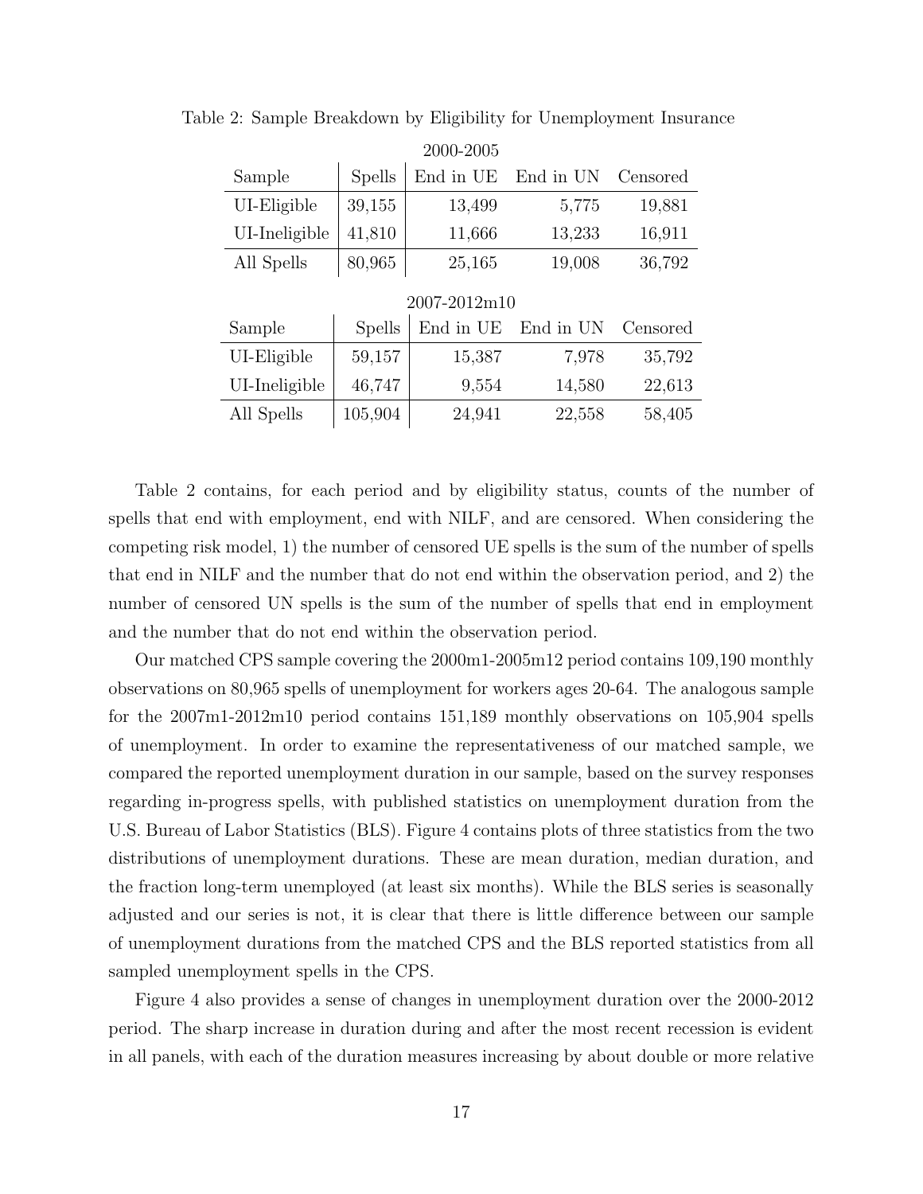Table 2: Sample Breakdown by Eligibility for Unemployment Insurance

2000-2005

| Sample | Spells | End in UE | End in UN | Censored |
|---|---|---|---|---|
| UI-Eligible | 39,155 | 13,499 | 5,775 | 19,881 |
| UI-Ineligible | 41,810 | 11,666 | 13,233 | 16,911 |
| All Spells | 80,965 | 25,165 | 19,008 | 36,792 |

2007-2012m10

| Sample | Spells | End in UE | End in UN | Censored |
|---|---|---|---|---|
| UI-Eligible | 59,157 | 15,387 | 7,978 | 35,792 |
| UI-Ineligible | 46,747 | 9,554 | 14,580 | 22,613 |
| All Spells | 105,904 | 24,941 | 22,558 | 58,405 |

Table 2 contains, for each period and by eligibility status, counts of the number of spells that end with employment, end with NILF, and are censored. When considering the competing risk model, 1) the number of censored UE spells is the sum of the number of spells that end in NILF and the number that do not end within the observation period, and 2) the number of censored UN spells is the sum of the number of spells that end in employment and the number that do not end within the observation period.

Our matched CPS sample covering the 2000m1-2005m12 period contains 109,190 monthly observations on 80,965 spells of unemployment for workers ages 20-64. The analogous sample for the 2007m1-2012m10 period contains 151,189 monthly observations on 105,904 spells of unemployment. In order to examine the representativeness of our matched sample, we compared the reported unemployment duration in our sample, based on the survey responses regarding in-progress spells, with published statistics on unemployment duration from the U.S. Bureau of Labor Statistics (BLS). Figure 4 contains plots of three statistics from the two distributions of unemployment durations. These are mean duration, median duration, and the fraction long-term unemployed (at least six months). While the BLS series is seasonally adjusted and our series is not, it is clear that there is little difference between our sample of unemployment durations from the matched CPS and the BLS reported statistics from all sampled unemployment spells in the CPS.

Figure 4 also provides a sense of changes in unemployment duration over the 2000-2012 period. The sharp increase in duration during and after the most recent recession is evident in all panels, with each of the duration measures increasing by about double or more relative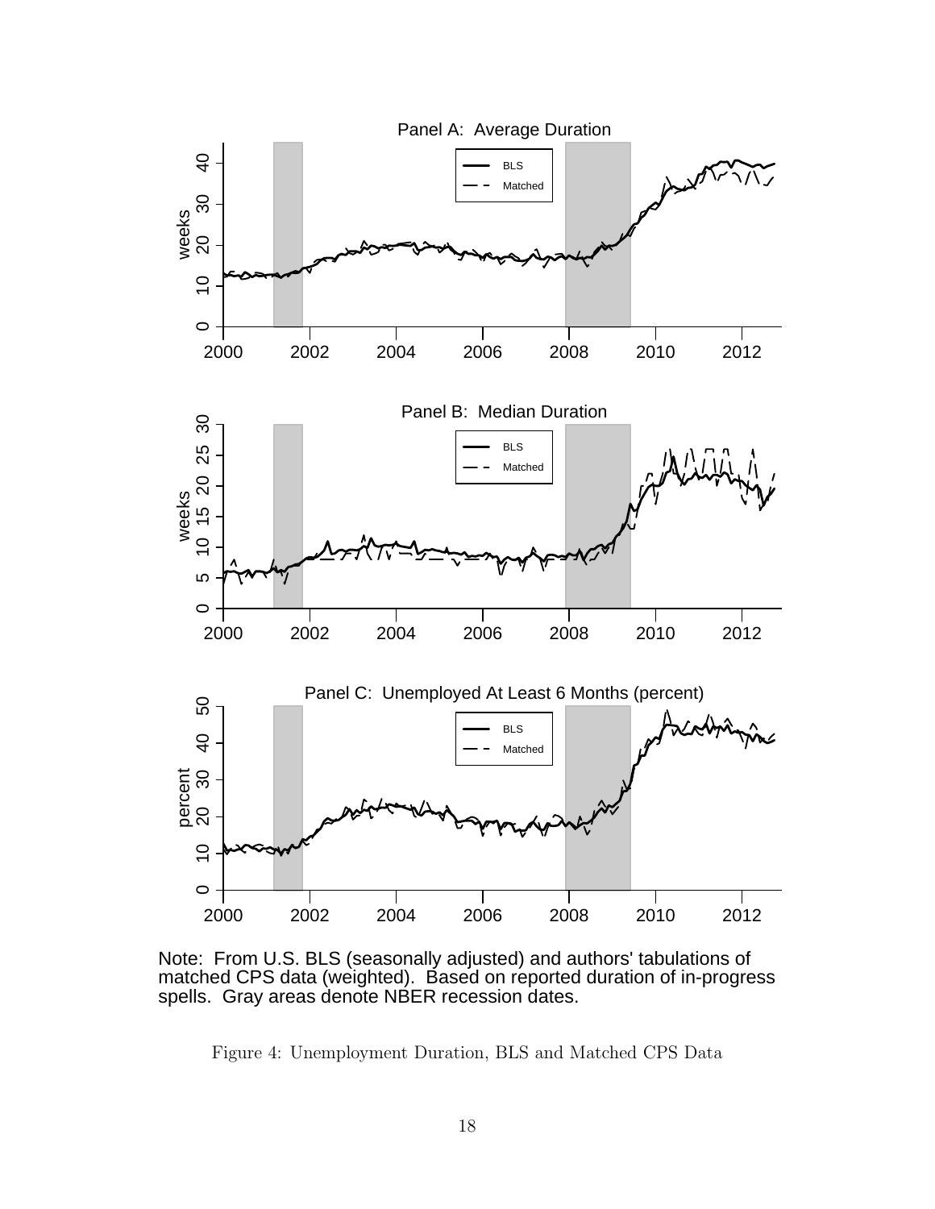Note: From U.S. BLS (seasonally adjusted) and authors' tabulations of matched CPS data (weighted). Based on reported duration of in-progress spells. Gray areas denote NBER recession dates.

Figure 4: Unemployment Duration, BLS and Matched CPS Data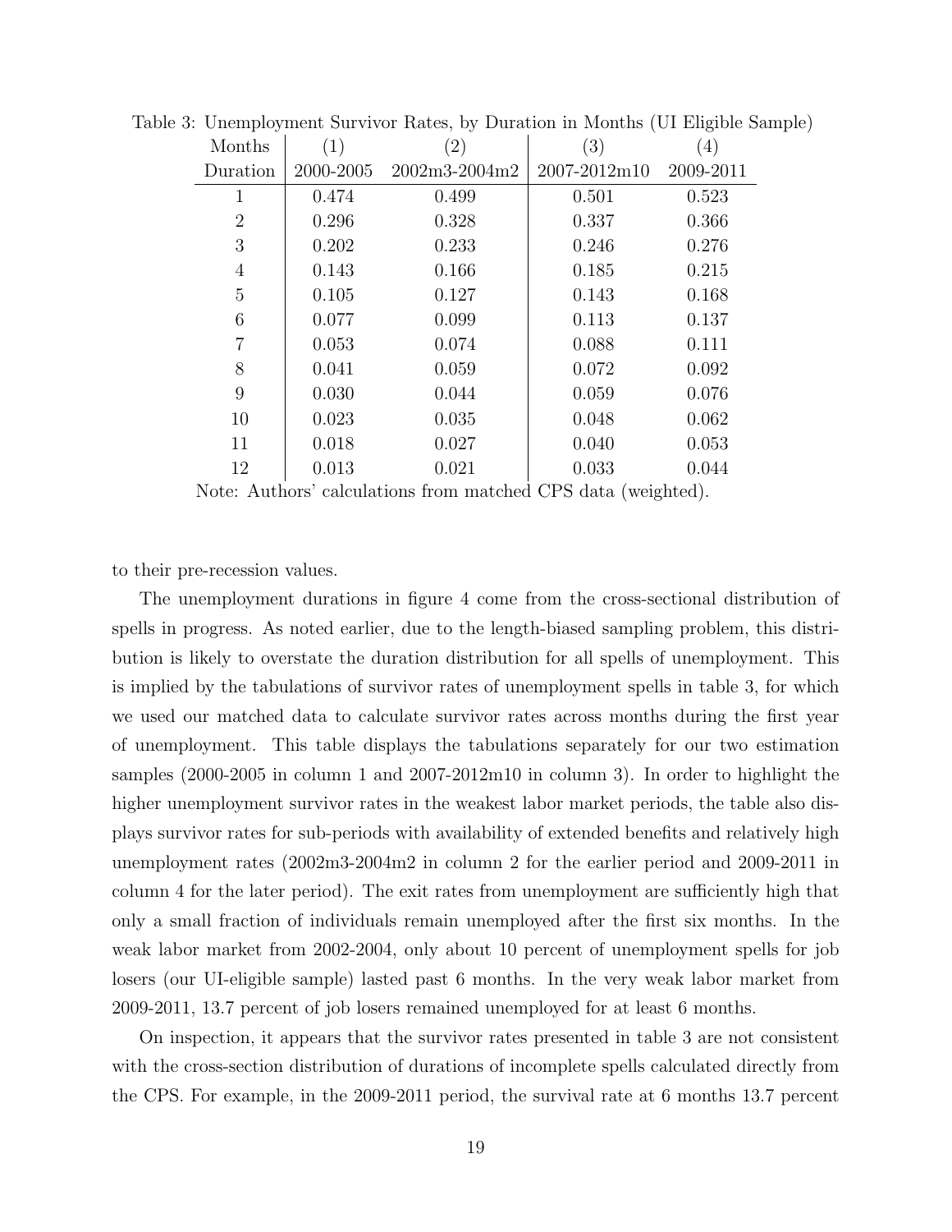Table 3: Unemployment Survivor Rates, by Duration in Months (UI Eligible Sample)

| Months | (1) | (2) | (3) | (4) |
|---|---|---|---|---|
| Duration | 2000-2005 | 2002m3-2004m2 | 2007-2012m10 | 2009-2011 |
| 1 | 0.474 | 0.499 | 0.501 | 0.523 |
| 2 | 0.296 | 0.328 | 0.337 | 0.366 |
| 3 | 0.202 | 0.233 | 0.246 | 0.276 |
| 4 | 0.143 | 0.166 | 0.185 | 0.215 |
| 5 | 0.105 | 0.127 | 0.143 | 0.168 |
| 6 | 0.077 | 0.099 | 0.113 | 0.137 |
| 7 | 0.053 | 0.074 | 0.088 | 0.111 |
| 8 | 0.041 | 0.059 | 0.072 | 0.092 |
| 9 | 0.030 | 0.044 | 0.059 | 0.076 |
| 10 | 0.023 | 0.035 | 0.048 | 0.062 |
| 11 | 0.018 | 0.027 | 0.040 | 0.053 |
| 12 | 0.013 | 0.021 | 0.033 | 0.044 |

Note: Authors' calculations from matched CPS data (weighted).

to their pre-recession values.

The unemployment durations in figure 4 come from the cross-sectional distribution of spells in progress. As noted earlier, due to the length-biased sampling problem, this distribution is likely to overstate the duration distribution for all spells of unemployment. This is implied by the tabulations of survivor rates of unemployment spells in table 3, for which we used our matched data to calculate survivor rates across months during the first year of unemployment. This table displays the tabulations separately for our two estimation samples (2000-2005 in column 1 and 2007-2012m10 in column 3). In order to highlight the higher unemployment survivor rates in the weakest labor market periods, the table also displays survivor rates for sub-periods with availability of extended benefits and relatively high unemployment rates (2002m3-2004m2 in column 2 for the earlier period and 2009-2011 in column 4 for the later period). The exit rates from unemployment are sufficiently high that only a small fraction of individuals remain unemployed after the first six months. In the weak labor market from 2002-2004, only about 10 percent of unemployment spells for job losers (our UI-eligible sample) lasted past 6 months. In the very weak labor market from 2009-2011, 13.7 percent of job losers remained unemployed for at least 6 months.

On inspection, it appears that the survivor rates presented in table 3 are not consistent with the cross-section distribution of durations of incomplete spells calculated directly from the CPS. For example, in the 2009-2011 period, the survival rate at 6 months 13.7 percent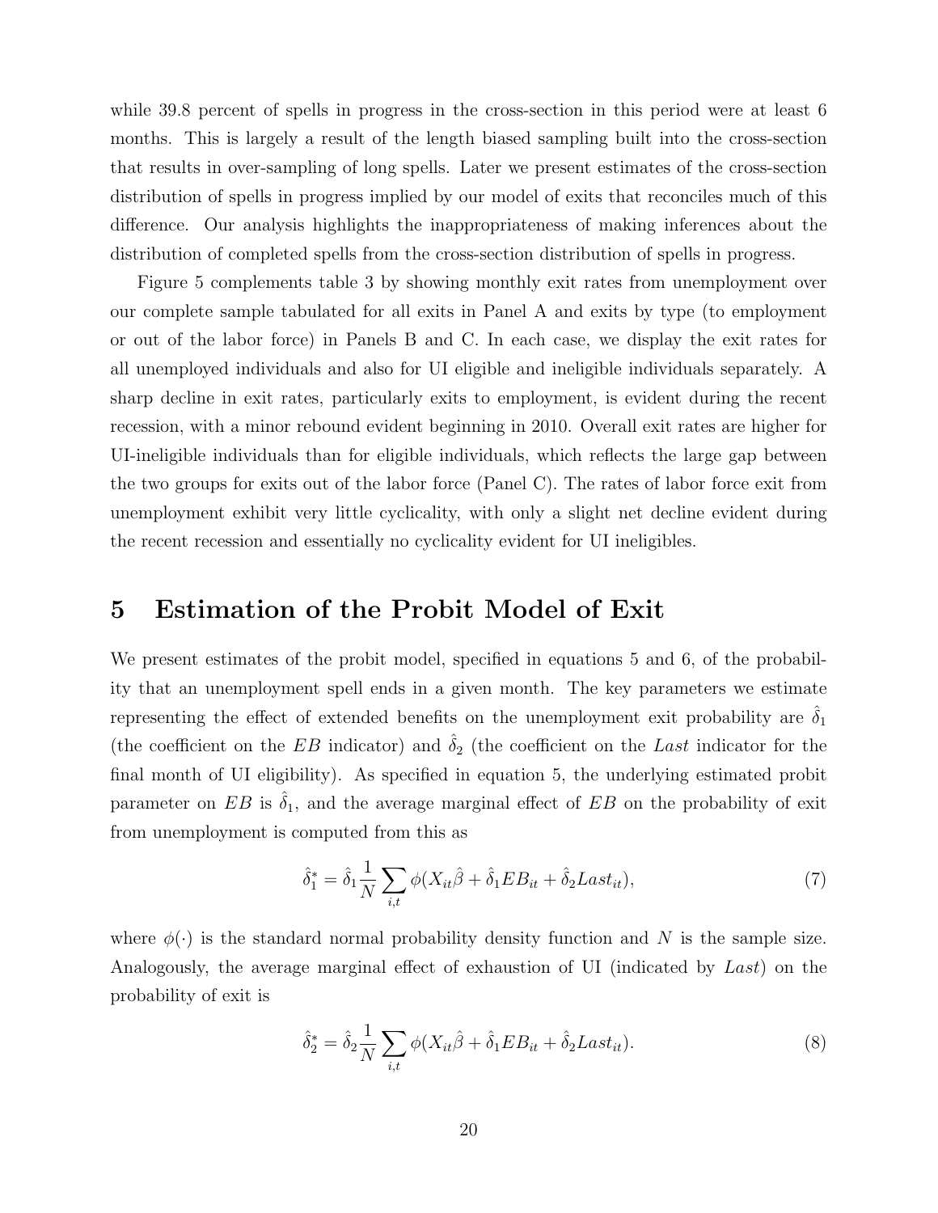while 39.8 percent of spells in progress in the cross-section in this period were at least 6 months. This is largely a result of the length biased sampling built into the cross-section that results in over-sampling of long spells. Later we present estimates of the cross-section distribution of spells in progress implied by our model of exits that reconciles much of this difference. Our analysis highlights the inappropriateness of making inferences about the distribution of completed spells from the cross-section distribution of spells in progress.

Figure 5 complements table 3 by showing monthly exit rates from unemployment over our complete sample tabulated for all exits in Panel A and exits by type (to employment or out of the labor force) in Panels B and C. In each case, we display the exit rates for all unemployed individuals and also for UI eligible and ineligible individuals separately. A sharp decline in exit rates, particularly exits to employment, is evident during the recent recession, with a minor rebound evident beginning in 2010. Overall exit rates are higher for UI-ineligible individuals than for eligible individuals, which reflects the large gap between the two groups for exits out of the labor force (Panel C). The rates of labor force exit from unemployment exhibit very little cyclicality, with only a slight net decline evident during the recent recession and essentially no cyclicality evident for UI ineligibles.

# 5 Estimation of the Probit Model of Exit

We present estimates of the probit model, specified in equations 5 and 6, of the probability that an unemployment spell ends in a given month. The key parameters we estimate representing the effect of extended benefits on the unemployment exit probability are $\hat{\delta}_1$ (the coefficient on the $EB$ indicator) and $\hat{\delta}_2$ (the coefficient on the $Last$ indicator for the final month of UI eligibility). As specified in equation 5, the underlying estimated probit parameter on $EB$ is $\hat{\delta}_1$, and the average marginal effect of $EB$ on the probability of exit from unemployment is computed from this as

$$\hat{\delta}_1^* = \hat{\delta}_1 \frac{1}{N} \sum_{i,t} \phi(X_{it}\hat{\beta} + \hat{\delta}_1 EB_{it} + \hat{\delta}_2 Last_{it}), \tag{7}$$

where $\phi(\cdot)$ is the standard normal probability density function and $N$ is the sample size. Analogously, the average marginal effect of exhaustion of UI (indicated by $Last$) on the probability of exit is

$$\hat{\delta}_2^* = \hat{\delta}_2 \frac{1}{N} \sum_{i,t} \phi(X_{it}\hat{\beta} + \hat{\delta}_1 EB_{it} + \hat{\delta}_2 Last_{it}). \tag{8}$$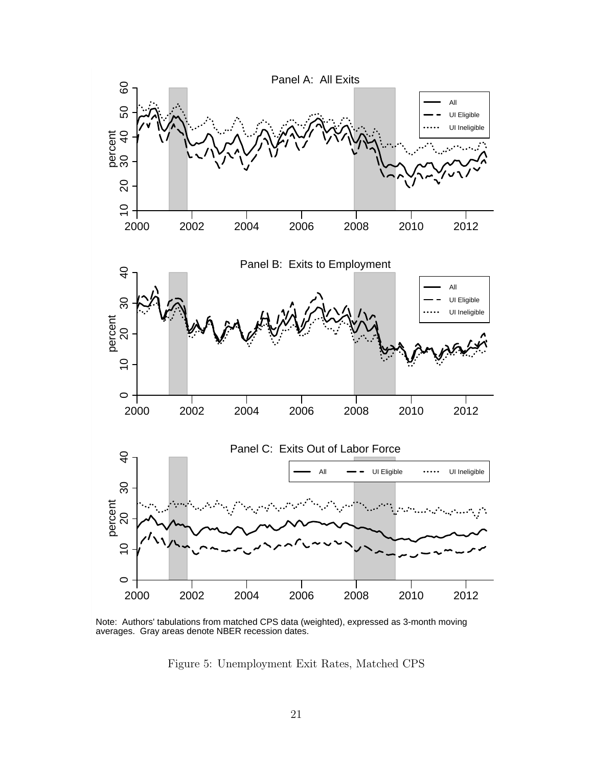Note: Authors' tabulations from matched CPS data (weighted), expressed as 3-month moving averages. Gray areas denote NBER recession dates.

Figure 5: Unemployment Exit Rates, Matched CPS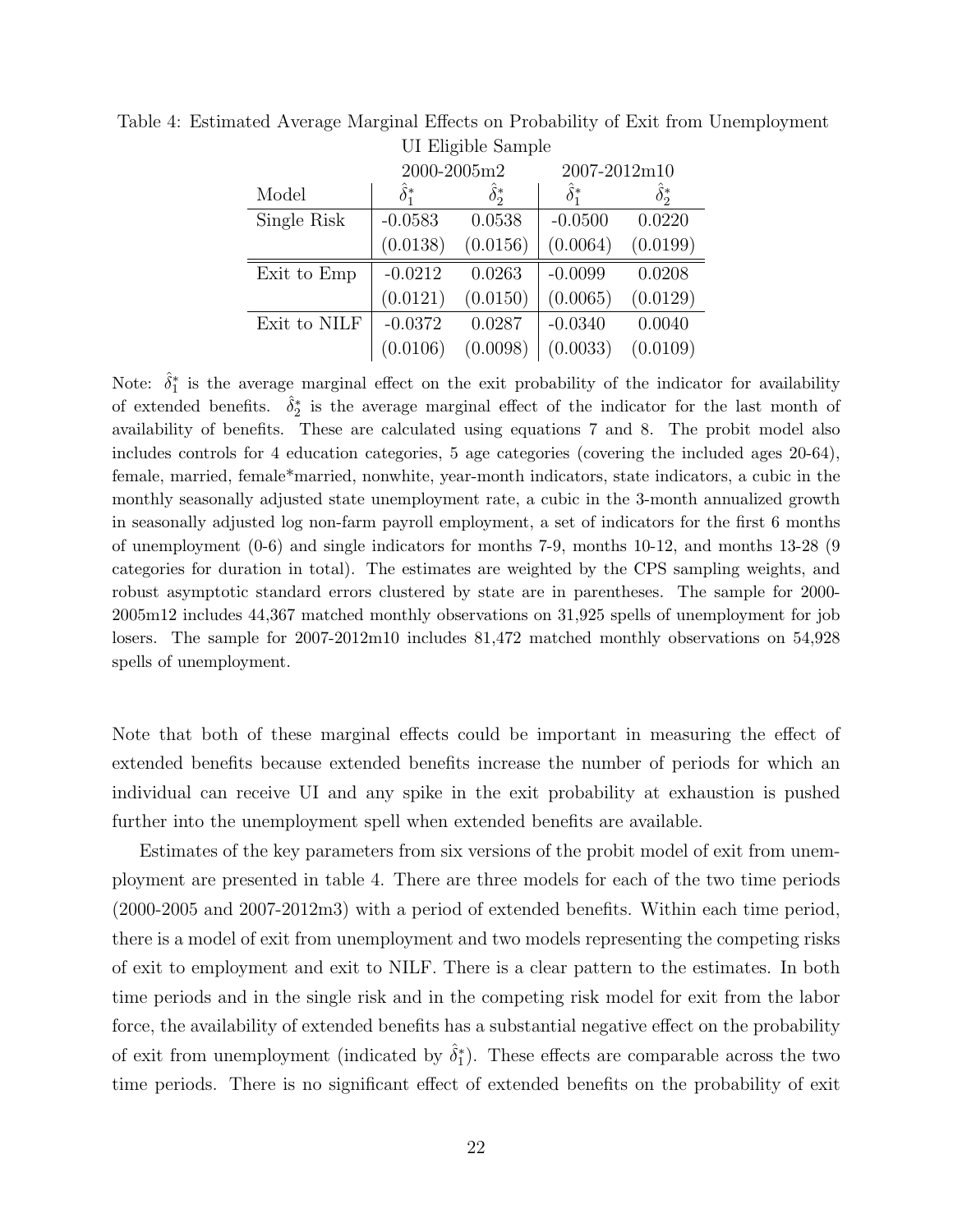Table 4: Estimated Average Marginal Effects on Probability of Exit from Unemployment

UI Eligible Sample

| Model | 2000-2005m2 | | 2007-2012m10 | |
|---|---|---|---|---|
| | $\hat{\delta}_1^*$ | $\hat{\delta}_2^*$ | $\hat{\delta}_1^*$ | $\hat{\delta}_2^*$ |
| Single Risk | -0.0583 | 0.0538 | -0.0500 | 0.0220 |
| | (0.0138) | (0.0156) | (0.0064) | (0.0199) |
| Exit to Emp | -0.0212 | 0.0263 | -0.0099 | 0.0208 |
| | (0.0121) | (0.0150) | (0.0065) | (0.0129) |
| Exit to NILF | -0.0372 | 0.0287 | -0.0340 | 0.0040 |
| | (0.0106) | (0.0098) | (0.0033) | (0.0109) |

Note: $\hat{\delta}_1^*$ is the average marginal effect on the exit probability of the indicator for availability of extended benefits. $\hat{\delta}_2^*$ is the average marginal effect of the indicator for the last month of availability of benefits. These are calculated using equations 7 and 8. The probit model also includes controls for 4 education categories, 5 age categories (covering the included ages 20-64), female, married, female*married, nonwhite, year-month indicators, state indicators, a cubic in the monthly seasonally adjusted state unemployment rate, a cubic in the 3-month annualized growth in seasonally adjusted log non-farm payroll employment, a set of indicators for the first 6 months of unemployment (0-6) and single indicators for months 7-9, months 10-12, and months 13-28 (9 categories for duration in total). The estimates are weighted by the CPS sampling weights, and robust asymptotic standard errors clustered by state are in parentheses. The sample for 2000-2005m12 includes 44,367 matched monthly observations on 31,925 spells of unemployment for job losers. The sample for 2007-2012m10 includes 81,472 matched monthly observations on 54,928 spells of unemployment.

Note that both of these marginal effects could be important in measuring the effect of extended benefits because extended benefits increase the number of periods for which an individual can receive UI and any spike in the exit probability at exhaustion is pushed further into the unemployment spell when extended benefits are available.

Estimates of the key parameters from six versions of the probit model of exit from unemployment are presented in table 4. There are three models for each of the two time periods (2000-2005 and 2007-2012m3) with a period of extended benefits. Within each time period, there is a model of exit from unemployment and two models representing the competing risks of exit to employment and exit to NILF. There is a clear pattern to the estimates. In both time periods and in the single risk and in the competing risk model for exit from the labor force, the availability of extended benefits has a substantial negative effect on the probability of exit from unemployment (indicated by $\hat{\delta}_1^*$). These effects are comparable across the two time periods. There is no significant effect of extended benefits on the probability of exit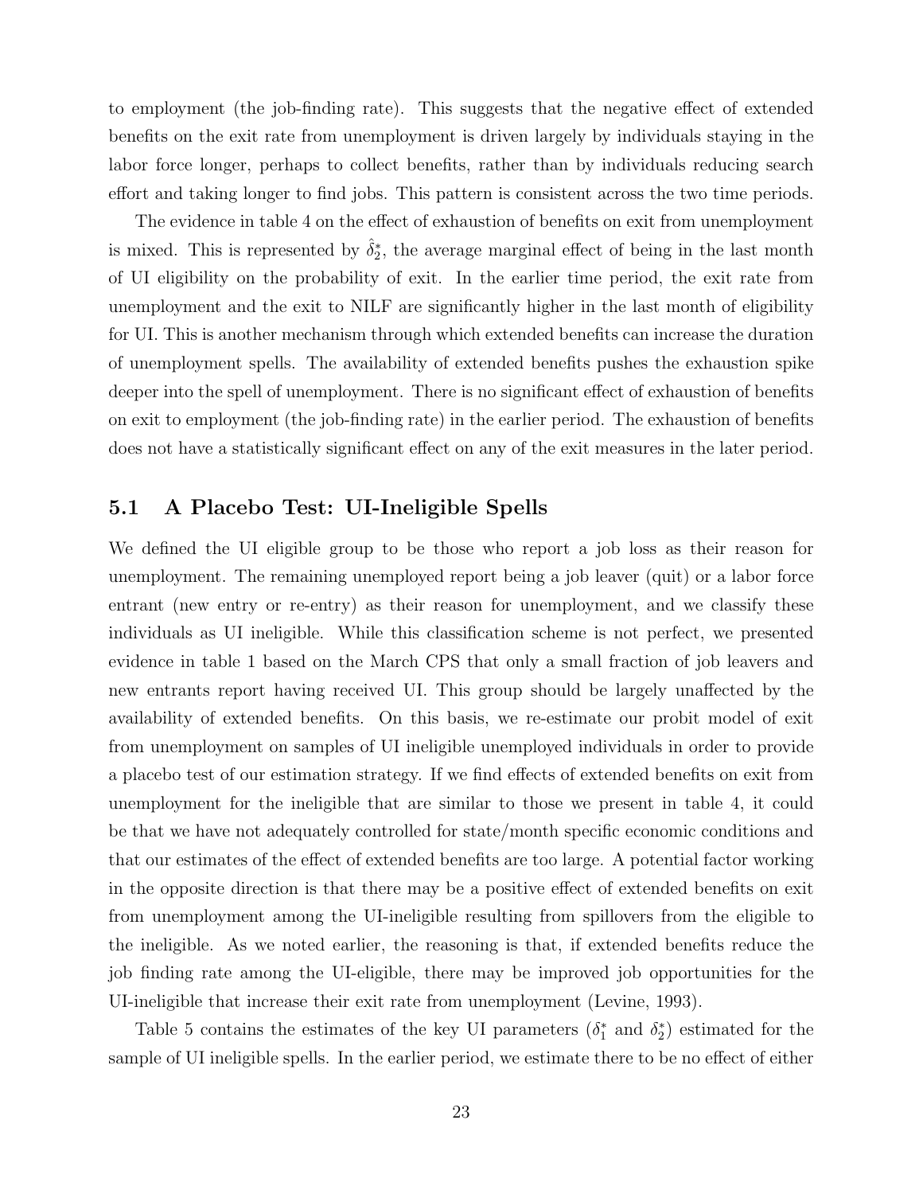to employment (the job-finding rate). This suggests that the negative effect of extended benefits on the exit rate from unemployment is driven largely by individuals staying in the labor force longer, perhaps to collect benefits, rather than by individuals reducing search effort and taking longer to find jobs. This pattern is consistent across the two time periods.

The evidence in table 4 on the effect of exhaustion of benefits on exit from unemployment is mixed. This is represented by $\hat{\delta}_2^*$, the average marginal effect of being in the last month of UI eligibility on the probability of exit. In the earlier time period, the exit rate from unemployment and the exit to NILF are significantly higher in the last month of eligibility for UI. This is another mechanism through which extended benefits can increase the duration of unemployment spells. The availability of extended benefits pushes the exhaustion spike deeper into the spell of unemployment. There is no significant effect of exhaustion of benefits on exit to employment (the job-finding rate) in the earlier period. The exhaustion of benefits does not have a statistically significant effect on any of the exit measures in the later period.

## 5.1 A Placebo Test: UI-Ineligible Spells

We defined the UI eligible group to be those who report a job loss as their reason for unemployment. The remaining unemployed report being a job leaver (quit) or a labor force entrant (new entry or re-entry) as their reason for unemployment, and we classify these individuals as UI ineligible. While this classification scheme is not perfect, we presented evidence in table 1 based on the March CPS that only a small fraction of job leavers and new entrants report having received UI. This group should be largely unaffected by the availability of extended benefits. On this basis, we re-estimate our probit model of exit from unemployment on samples of UI ineligible unemployed individuals in order to provide a placebo test of our estimation strategy. If we find effects of extended benefits on exit from unemployment for the ineligible that are similar to those we present in table 4, it could be that we have not adequately controlled for state/month specific economic conditions and that our estimates of the effect of extended benefits are too large. A potential factor working in the opposite direction is that there may be a positive effect of extended benefits on exit from unemployment among the UI-ineligible resulting from spillovers from the eligible to the ineligible. As we noted earlier, the reasoning is that, if extended benefits reduce the job finding rate among the UI-eligible, there may be improved job opportunities for the UI-ineligible that increase their exit rate from unemployment (Levine, 1993).

Table 5 contains the estimates of the key UI parameters ($\delta_1^*$ and $\delta_2^*$) estimated for the sample of UI ineligible spells. In the earlier period, we estimate there to be no effect of either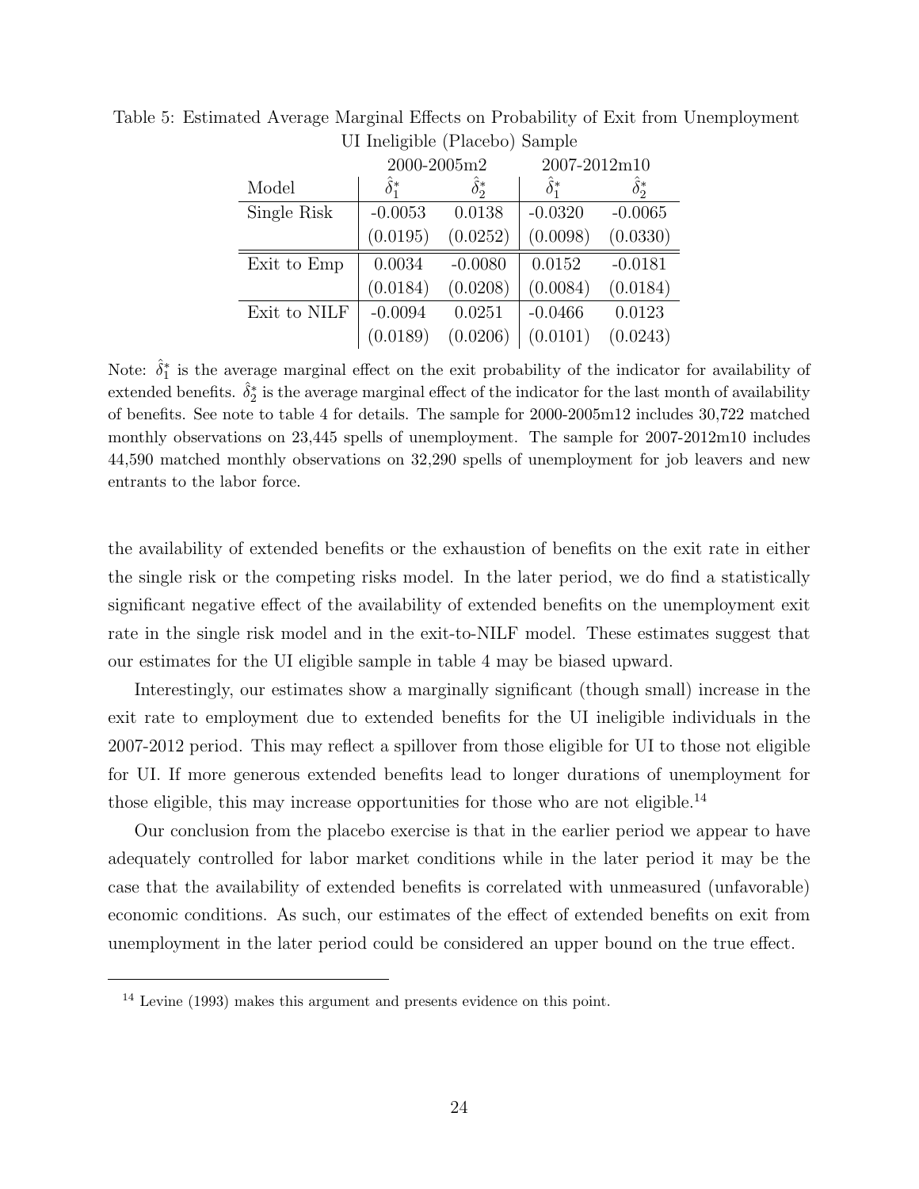Table 5: Estimated Average Marginal Effects on Probability of Exit from Unemployment
UI Ineligible (Placebo) Sample

| | 2000-2005m2 | | 2007-2012m10 | |
|---|---|---|---|---|
| Model | $\hat{\delta}_1^*$ | $\hat{\delta}_2^*$ | $\hat{\delta}_1^*$ | $\hat{\delta}_2^*$ |
| Single Risk | -0.0053 | 0.0138 | -0.0320 | -0.0065 |
| | (0.0195) | (0.0252) | (0.0098) | (0.0330) |
| Exit to Emp | 0.0034 | -0.0080 | 0.0152 | -0.0181 |
| | (0.0184) | (0.0208) | (0.0084) | (0.0184) |
| Exit to NILF | -0.0094 | 0.0251 | -0.0466 | 0.0123 |
| | (0.0189) | (0.0206) | (0.0101) | (0.0243) |

Note: $\hat{\delta}_1^*$ is the average marginal effect on the exit probability of the indicator for availability of extended benefits. $\hat{\delta}_2^*$ is the average marginal effect of the indicator for the last month of availability of benefits. See note to table 4 for details. The sample for 2000-2005m12 includes 30,722 matched monthly observations on 23,445 spells of unemployment. The sample for 2007-2012m10 includes 44,590 matched monthly observations on 32,290 spells of unemployment for job leavers and new entrants to the labor force.

the availability of extended benefits or the exhaustion of benefits on the exit rate in either the single risk or the competing risks model. In the later period, we do find a statistically significant negative effect of the availability of extended benefits on the unemployment exit rate in the single risk model and in the exit-to-NILF model. These estimates suggest that our estimates for the UI eligible sample in table 4 may be biased upward.

Interestingly, our estimates show a marginally significant (though small) increase in the exit rate to employment due to extended benefits for the UI ineligible individuals in the 2007-2012 period. This may reflect a spillover from those eligible for UI to those not eligible for UI. If more generous extended benefits lead to longer durations of unemployment for those eligible, this may increase opportunities for those who are not eligible.[14]

Our conclusion from the placebo exercise is that in the earlier period we appear to have adequately controlled for labor market conditions while in the later period it may be the case that the availability of extended benefits is correlated with unmeasured (unfavorable) economic conditions. As such, our estimates of the effect of extended benefits on exit from unemployment in the later period could be considered an upper bound on the true effect.

[14] Levine (1993) makes this argument and presents evidence on this point.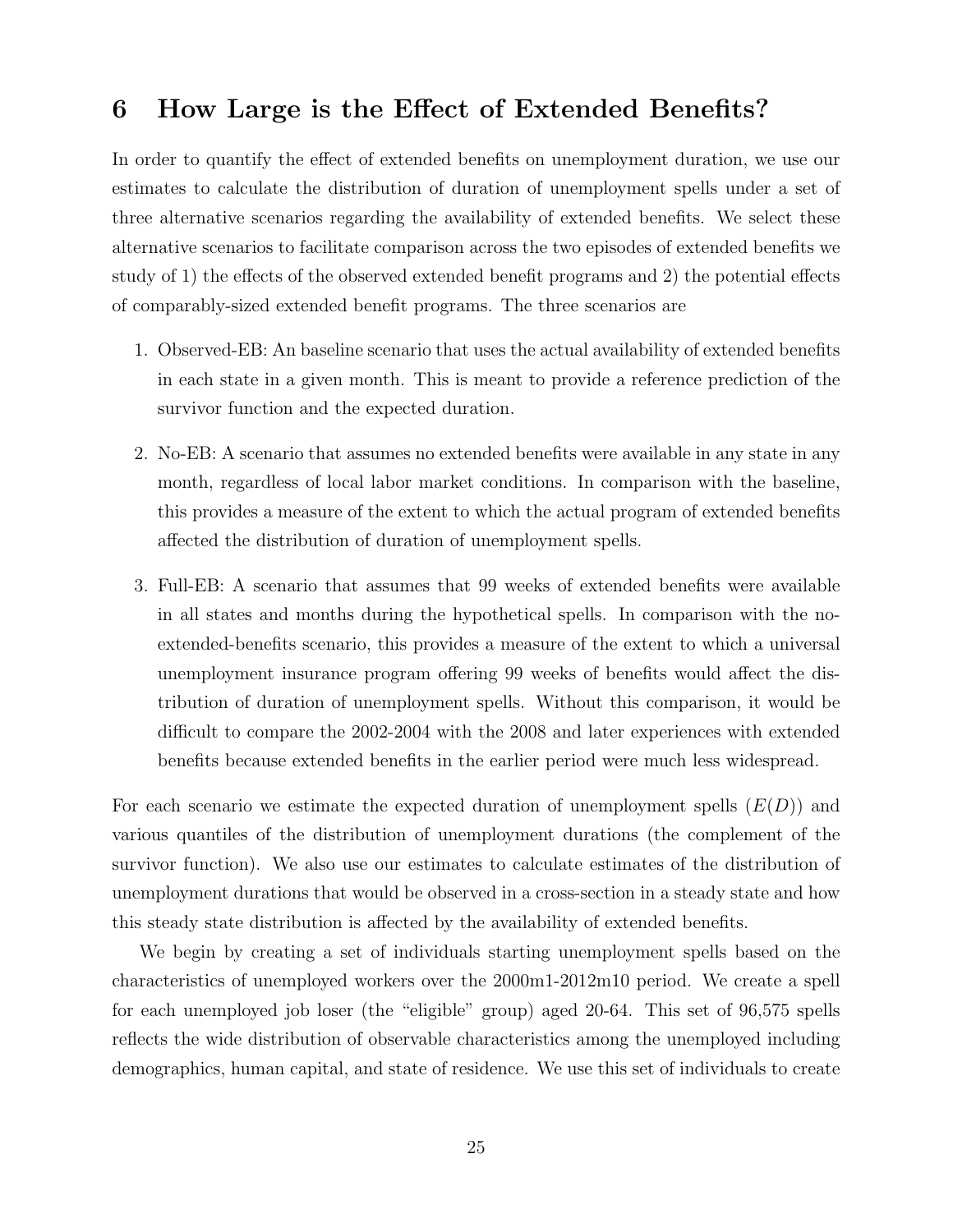# 6 How Large is the Effect of Extended Benefits?

In order to quantify the effect of extended benefits on unemployment duration, we use our estimates to calculate the distribution of duration of unemployment spells under a set of three alternative scenarios regarding the availability of extended benefits. We select these alternative scenarios to facilitate comparison across the two episodes of extended benefits we study of 1) the effects of the observed extended benefit programs and 2) the potential effects of comparably-sized extended benefit programs. The three scenarios are

1. Observed-EB: An baseline scenario that uses the actual availability of extended benefits in each state in a given month. This is meant to provide a reference prediction of the survivor function and the expected duration.
2. No-EB: A scenario that assumes no extended benefits were available in any state in any month, regardless of local labor market conditions. In comparison with the baseline, this provides a measure of the extent to which the actual program of extended benefits affected the distribution of duration of unemployment spells.
3. Full-EB: A scenario that assumes that 99 weeks of extended benefits were available in all states and months during the hypothetical spells. In comparison with the no-extended-benefits scenario, this provides a measure of the extent to which a universal unemployment insurance program offering 99 weeks of benefits would affect the distribution of duration of unemployment spells. Without this comparison, it would be difficult to compare the 2002-2004 with the 2008 and later experiences with extended benefits because extended benefits in the earlier period were much less widespread.

For each scenario we estimate the expected duration of unemployment spells ($E(D)$) and various quantiles of the distribution of unemployment durations (the complement of the survivor function). We also use our estimates to calculate estimates of the distribution of unemployment durations that would be observed in a cross-section in a steady state and how this steady state distribution is affected by the availability of extended benefits.

We begin by creating a set of individuals starting unemployment spells based on the characteristics of unemployed workers over the 2000m1-2012m10 period. We create a spell for each unemployed job loser (the "eligible" group) aged 20-64. This set of 96,575 spells reflects the wide distribution of observable characteristics among the unemployed including demographics, human capital, and state of residence. We use this set of individuals to create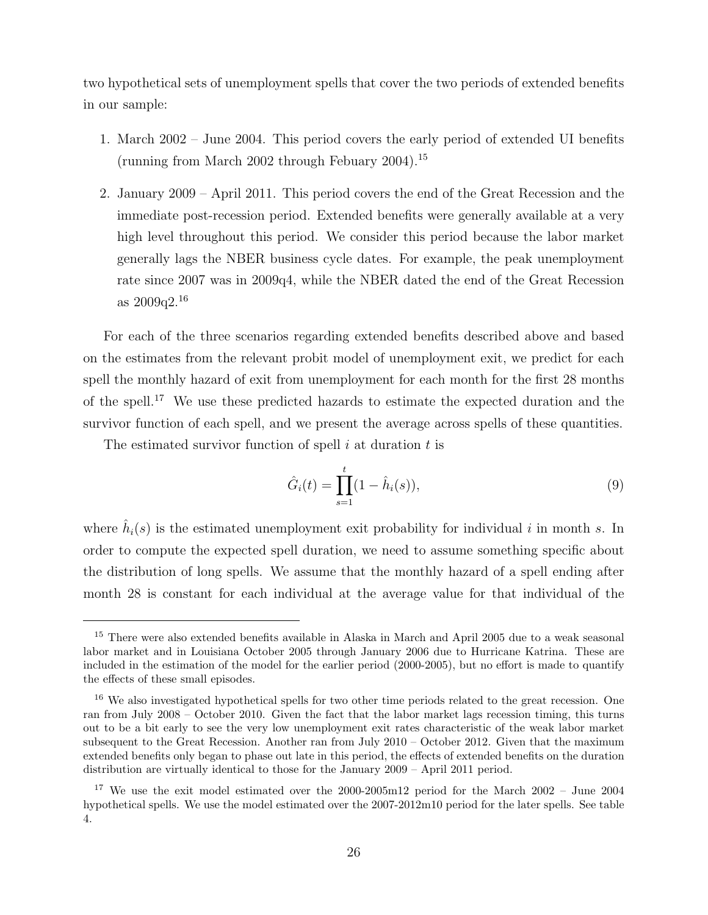two hypothetical sets of unemployment spells that cover the two periods of extended benefits in our sample:

1. March 2002 – June 2004. This period covers the early period of extended UI benefits (running from March 2002 through Febuary 2004).[15]

2. January 2009 – April 2011. This period covers the end of the Great Recession and the immediate post-recession period. Extended benefits were generally available at a very high level throughout this period. We consider this period because the labor market generally lags the NBER business cycle dates. For example, the peak unemployment rate since 2007 was in 2009q4, while the NBER dated the end of the Great Recession as 2009q2.[16]

For each of the three scenarios regarding extended benefits described above and based on the estimates from the relevant probit model of unemployment exit, we predict for each spell the monthly hazard of exit from unemployment for each month for the first 28 months of the spell.[17] We use these predicted hazards to estimate the expected duration and the survivor function of each spell, and we present the average across spells of these quantities.

The estimated survivor function of spell $i$ at duration $t$ is

$$\hat{G}_i(t) = \prod_{s=1}^{t}(1 - \hat{h}_i(s)), \tag{9}$$

where $\hat{h}_i(s)$ is the estimated unemployment exit probability for individual $i$ in month $s$. In order to compute the expected spell duration, we need to assume something specific about the distribution of long spells. We assume that the monthly hazard of a spell ending after month 28 is constant for each individual at the average value for that individual of the

---

[15] There were also extended benefits available in Alaska in March and April 2005 due to a weak seasonal labor market and in Louisiana October 2005 through January 2006 due to Hurricane Katrina. These are included in the estimation of the model for the earlier period (2000-2005), but no effort is made to quantify the effects of these small episodes.

[16] We also investigated hypothetical spells for two other time periods related to the great recession. One ran from July 2008 – October 2010. Given the fact that the labor market lags recession timing, this turns out to be a bit early to see the very low unemployment exit rates characteristic of the weak labor market subsequent to the Great Recession. Another ran from July 2010 – October 2012. Given that the maximum extended benefits only began to phase out late in this period, the effects of extended benefits on the duration distribution are virtually identical to those for the January 2009 – April 2011 period.

[17] We use the exit model estimated over the 2000-2005m12 period for the March 2002 – June 2004 hypothetical spells. We use the model estimated over the 2007-2012m10 period for the later spells. See table 4.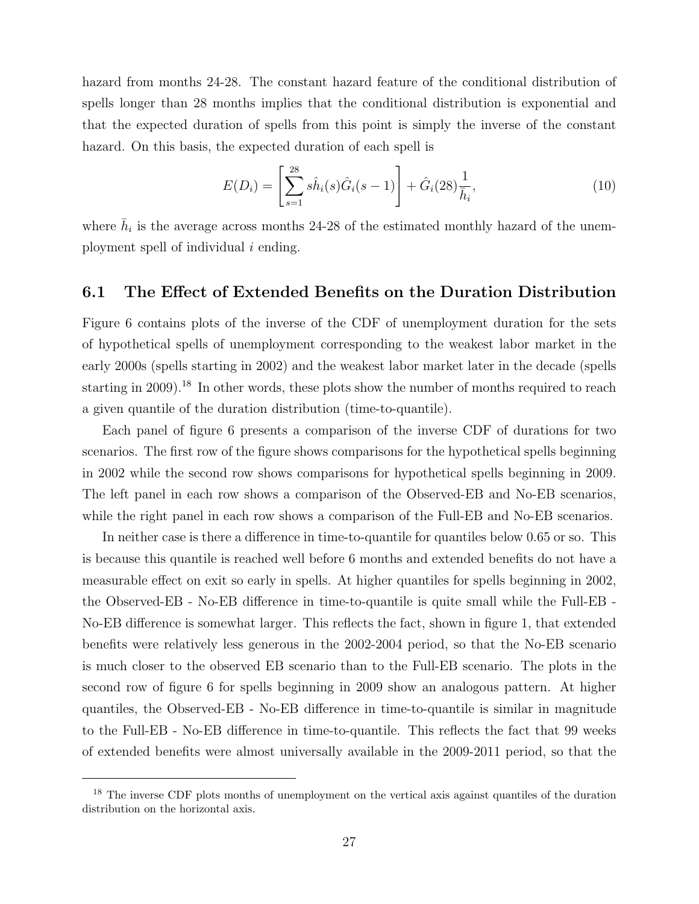hazard from months 24-28. The constant hazard feature of the conditional distribution of spells longer than 28 months implies that the conditional distribution is exponential and that the expected duration of spells from this point is simply the inverse of the constant hazard. On this basis, the expected duration of each spell is

$$E(D_i) = \left[ \sum_{s=1}^{28} s \hat{h}_i(s) \hat{G}_i(s-1) \right] + \hat{G}_i(28) \frac{1}{\bar{h}_i}, \tag{10}$$

where $\bar{h}_i$ is the average across months 24-28 of the estimated monthly hazard of the unemployment spell of individual $i$ ending.

## 6.1 The Effect of Extended Benefits on the Duration Distribution

Figure 6 contains plots of the inverse of the CDF of unemployment duration for the sets of hypothetical spells of unemployment corresponding to the weakest labor market in the early 2000s (spells starting in 2002) and the weakest labor market later in the decade (spells starting in 2009).[18] In other words, these plots show the number of months required to reach a given quantile of the duration distribution (time-to-quantile).

Each panel of figure 6 presents a comparison of the inverse CDF of durations for two scenarios. The first row of the figure shows comparisons for the hypothetical spells beginning in 2002 while the second row shows comparisons for hypothetical spells beginning in 2009. The left panel in each row shows a comparison of the Observed-EB and No-EB scenarios, while the right panel in each row shows a comparison of the Full-EB and No-EB scenarios.

In neither case is there a difference in time-to-quantile for quantiles below 0.65 or so. This is because this quantile is reached well before 6 months and extended benefits do not have a measurable effect on exit so early in spells. At higher quantiles for spells beginning in 2002, the Observed-EB - No-EB difference in time-to-quantile is quite small while the Full-EB - No-EB difference is somewhat larger. This reflects the fact, shown in figure 1, that extended benefits were relatively less generous in the 2002-2004 period, so that the No-EB scenario is much closer to the observed EB scenario than to the Full-EB scenario. The plots in the second row of figure 6 for spells beginning in 2009 show an analogous pattern. At higher quantiles, the Observed-EB - No-EB difference in time-to-quantile is similar in magnitude to the Full-EB - No-EB difference in time-to-quantile. This reflects the fact that 99 weeks of extended benefits were almost universally available in the 2009-2011 period, so that the

[18] The inverse CDF plots months of unemployment on the vertical axis against quantiles of the duration distribution on the horizontal axis.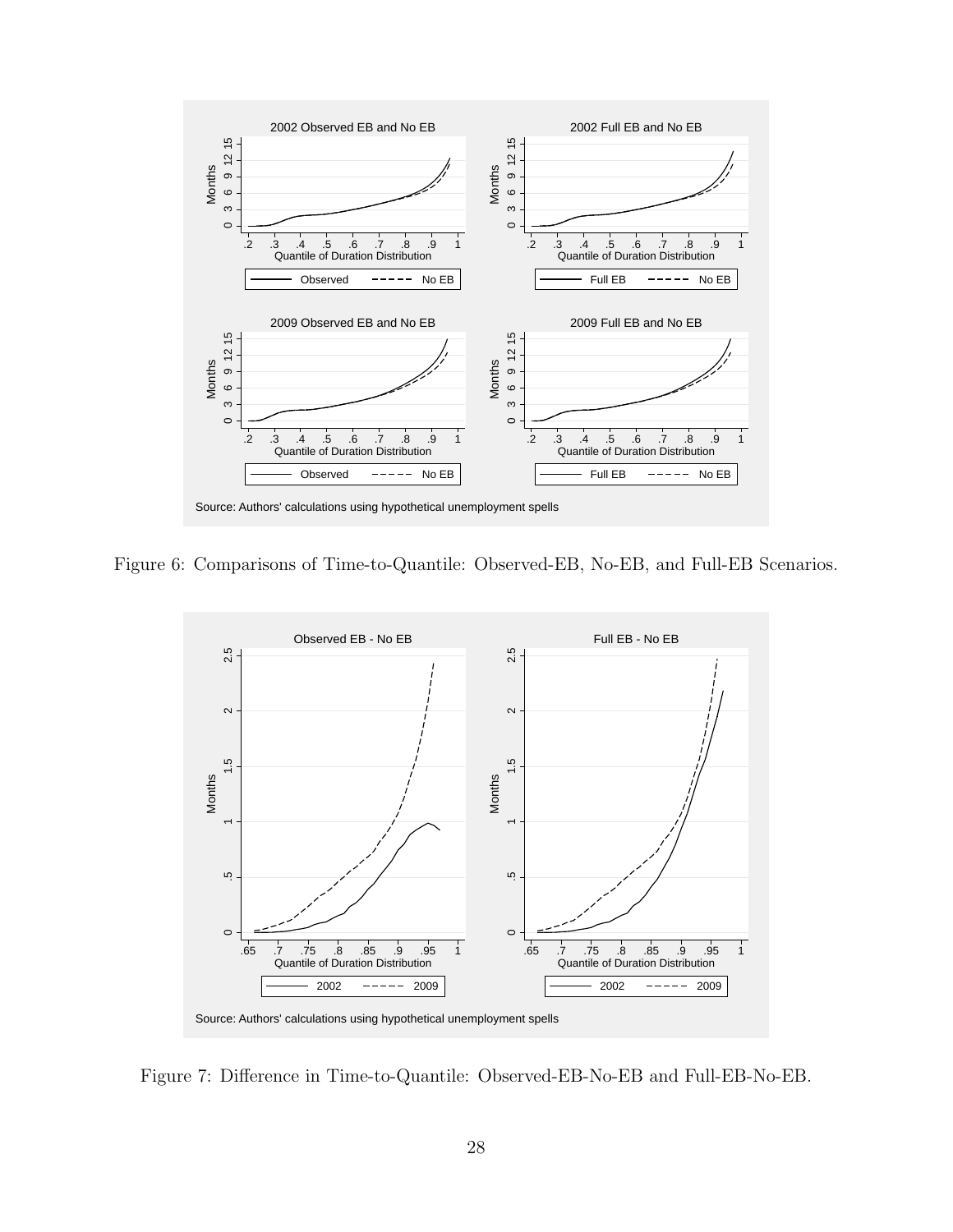Figure 6: Comparisons of Time-to-Quantile: Observed-EB, No-EB, and Full-EB Scenarios.

Figure 7: Difference in Time-to-Quantile: Observed-EB-No-EB and Full-EB-No-EB.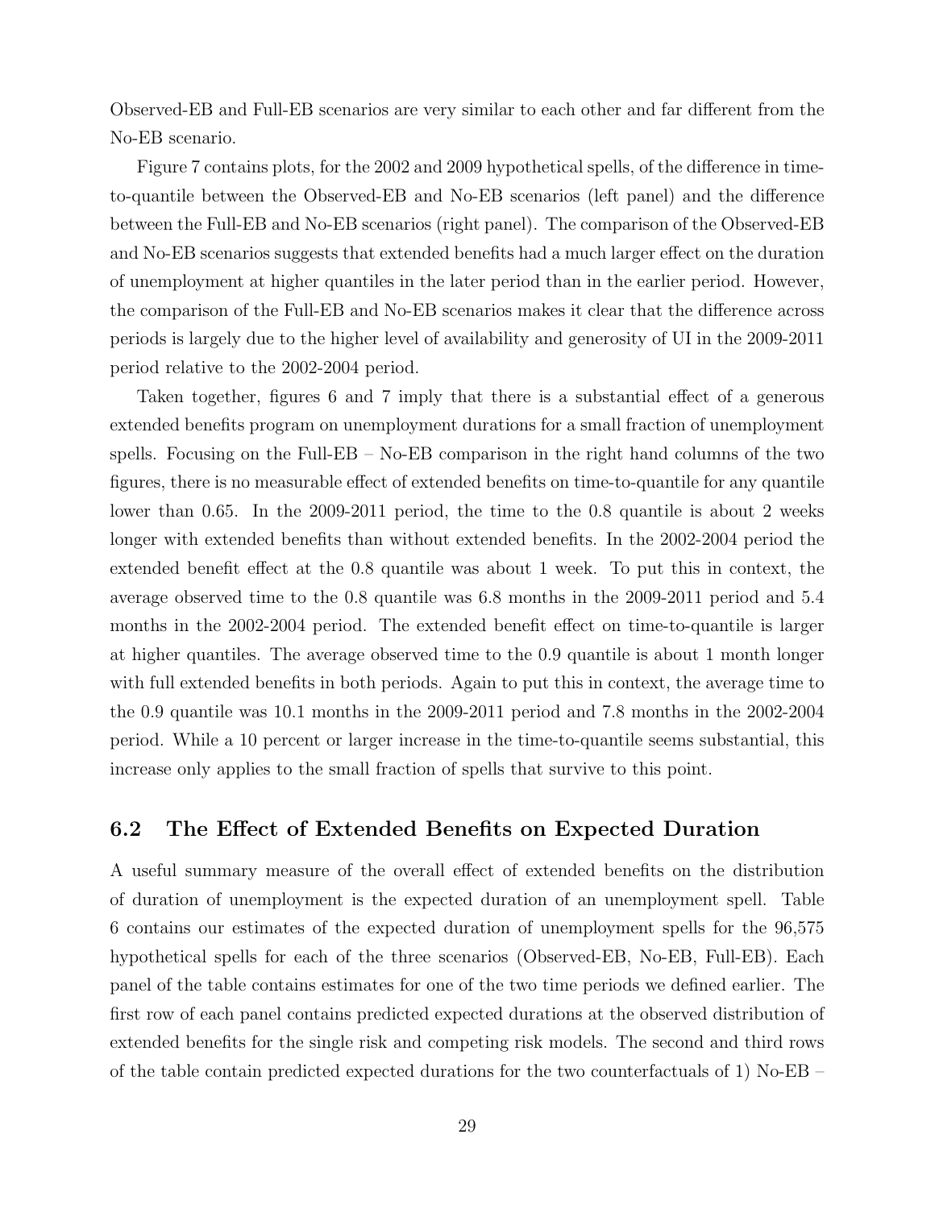Observed-EB and Full-EB scenarios are very similar to each other and far different from the No-EB scenario.

Figure 7 contains plots, for the 2002 and 2009 hypothetical spells, of the difference in time-to-quantile between the Observed-EB and No-EB scenarios (left panel) and the difference between the Full-EB and No-EB scenarios (right panel). The comparison of the Observed-EB and No-EB scenarios suggests that extended benefits had a much larger effect on the duration of unemployment at higher quantiles in the later period than in the earlier period. However, the comparison of the Full-EB and No-EB scenarios makes it clear that the difference across periods is largely due to the higher level of availability and generosity of UI in the 2009-2011 period relative to the 2002-2004 period.

Taken together, figures 6 and 7 imply that there is a substantial effect of a generous extended benefits program on unemployment durations for a small fraction of unemployment spells. Focusing on the Full-EB – No-EB comparison in the right hand columns of the two figures, there is no measurable effect of extended benefits on time-to-quantile for any quantile lower than 0.65. In the 2009-2011 period, the time to the 0.8 quantile is about 2 weeks longer with extended benefits than without extended benefits. In the 2002-2004 period the extended benefit effect at the 0.8 quantile was about 1 week. To put this in context, the average observed time to the 0.8 quantile was 6.8 months in the 2009-2011 period and 5.4 months in the 2002-2004 period. The extended benefit effect on time-to-quantile is larger at higher quantiles. The average observed time to the 0.9 quantile is about 1 month longer with full extended benefits in both periods. Again to put this in context, the average time to the 0.9 quantile was 10.1 months in the 2009-2011 period and 7.8 months in the 2002-2004 period. While a 10 percent or larger increase in the time-to-quantile seems substantial, this increase only applies to the small fraction of spells that survive to this point.

## 6.2 The Effect of Extended Benefits on Expected Duration

A useful summary measure of the overall effect of extended benefits on the distribution of duration of unemployment is the expected duration of an unemployment spell. Table 6 contains our estimates of the expected duration of unemployment spells for the 96,575 hypothetical spells for each of the three scenarios (Observed-EB, No-EB, Full-EB). Each panel of the table contains estimates for one of the two time periods we defined earlier. The first row of each panel contains predicted expected durations at the observed distribution of extended benefits for the single risk and competing risk models. The second and third rows of the table contain predicted expected durations for the two counterfactuals of 1) No-EB –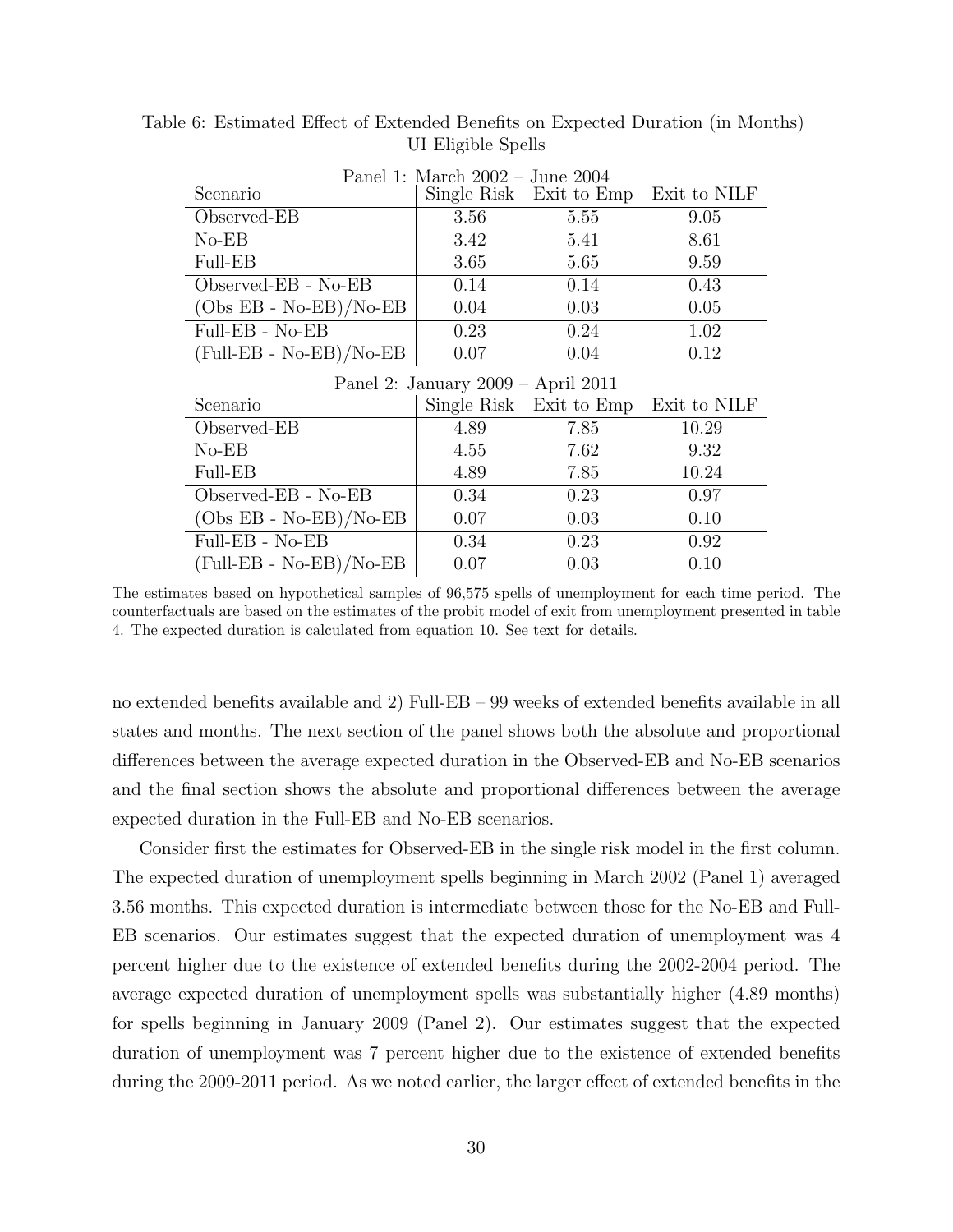Table 6: Estimated Effect of Extended Benefits on Expected Duration (in Months)
UI Eligible Spells

| Panel 1: March 2002 – June 2004 | | | |
|---|---|---|---|
| Scenario | Single Risk | Exit to Emp | Exit to NILF |
| Observed-EB | 3.56 | 5.55 | 9.05 |
| No-EB | 3.42 | 5.41 | 8.61 |
| Full-EB | 3.65 | 5.65 | 9.59 |
| Observed-EB - No-EB | 0.14 | 0.14 | 0.43 |
| (Obs EB - No-EB)/No-EB | 0.04 | 0.03 | 0.05 |
| Full-EB - No-EB | 0.23 | 0.24 | 1.02 |
| (Full-EB - No-EB)/No-EB | 0.07 | 0.04 | 0.12 |

| Panel 2: January 2009 – April 2011 | | | |
|---|---|---|---|
| Scenario | Single Risk | Exit to Emp | Exit to NILF |
| Observed-EB | 4.89 | 7.85 | 10.29 |
| No-EB | 4.55 | 7.62 | 9.32 |
| Full-EB | 4.89 | 7.85 | 10.24 |
| Observed-EB - No-EB | 0.34 | 0.23 | 0.97 |
| (Obs EB - No-EB)/No-EB | 0.07 | 0.03 | 0.10 |
| Full-EB - No-EB | 0.34 | 0.23 | 0.92 |
| (Full-EB - No-EB)/No-EB | 0.07 | 0.03 | 0.10 |

The estimates based on hypothetical samples of 96,575 spells of unemployment for each time period. The counterfactuals are based on the estimates of the probit model of exit from unemployment presented in table 4. The expected duration is calculated from equation 10. See text for details.

no extended benefits available and 2) Full-EB – 99 weeks of extended benefits available in all states and months. The next section of the panel shows both the absolute and proportional differences between the average expected duration in the Observed-EB and No-EB scenarios and the final section shows the absolute and proportional differences between the average expected duration in the Full-EB and No-EB scenarios.

Consider first the estimates for Observed-EB in the single risk model in the first column. The expected duration of unemployment spells beginning in March 2002 (Panel 1) averaged 3.56 months. This expected duration is intermediate between those for the No-EB and Full-EB scenarios. Our estimates suggest that the expected duration of unemployment was 4 percent higher due to the existence of extended benefits during the 2002-2004 period. The average expected duration of unemployment spells was substantially higher (4.89 months) for spells beginning in January 2009 (Panel 2). Our estimates suggest that the expected duration of unemployment was 7 percent higher due to the existence of extended benefits during the 2009-2011 period. As we noted earlier, the larger effect of extended benefits in the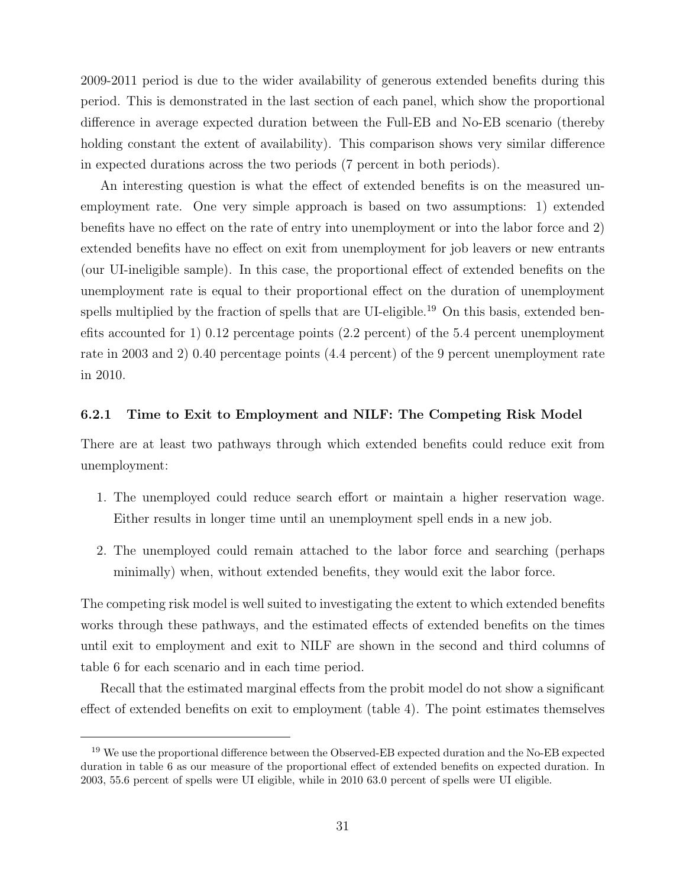2009-2011 period is due to the wider availability of generous extended benefits during this period. This is demonstrated in the last section of each panel, which show the proportional difference in average expected duration between the Full-EB and No-EB scenario (thereby holding constant the extent of availability). This comparison shows very similar difference in expected durations across the two periods (7 percent in both periods).

An interesting question is what the effect of extended benefits is on the measured unemployment rate. One very simple approach is based on two assumptions: 1) extended benefits have no effect on the rate of entry into unemployment or into the labor force and 2) extended benefits have no effect on exit from unemployment for job leavers or new entrants (our UI-ineligible sample). In this case, the proportional effect of extended benefits on the unemployment rate is equal to their proportional effect on the duration of unemployment spells multiplied by the fraction of spells that are UI-eligible.[19] On this basis, extended benefits accounted for 1) 0.12 percentage points (2.2 percent) of the 5.4 percent unemployment rate in 2003 and 2) 0.40 percentage points (4.4 percent) of the 9 percent unemployment rate in 2010.

### 6.2.1 Time to Exit to Employment and NILF: The Competing Risk Model

There are at least two pathways through which extended benefits could reduce exit from unemployment:

1. The unemployed could reduce search effort or maintain a higher reservation wage. Either results in longer time until an unemployment spell ends in a new job.
2. The unemployed could remain attached to the labor force and searching (perhaps minimally) when, without extended benefits, they would exit the labor force.

The competing risk model is well suited to investigating the extent to which extended benefits works through these pathways, and the estimated effects of extended benefits on the times until exit to employment and exit to NILF are shown in the second and third columns of table 6 for each scenario and in each time period.

Recall that the estimated marginal effects from the probit model do not show a significant effect of extended benefits on exit to employment (table 4). The point estimates themselves

[19] We use the proportional difference between the Observed-EB expected duration and the No-EB expected duration in table 6 as our measure of the proportional effect of extended benefits on expected duration. In 2003, 55.6 percent of spells were UI eligible, while in 2010 63.0 percent of spells were UI eligible.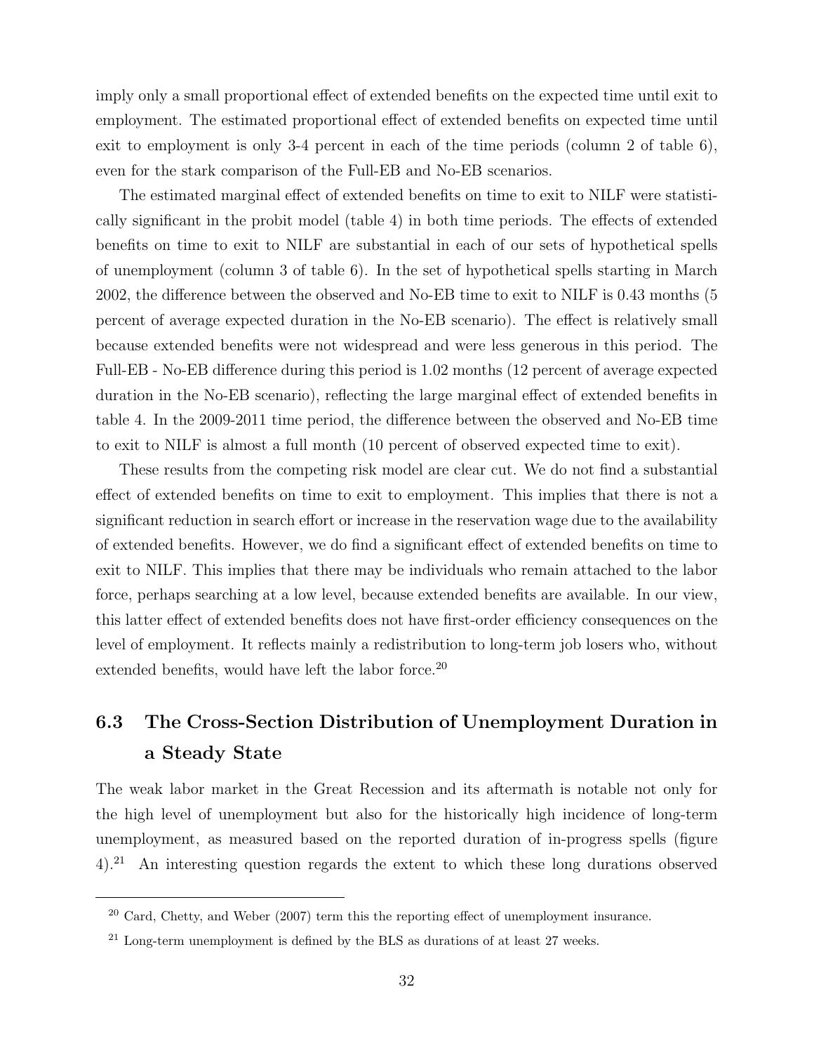imply only a small proportional effect of extended benefits on the expected time until exit to employment. The estimated proportional effect of extended benefits on expected time until exit to employment is only 3-4 percent in each of the time periods (column 2 of table 6), even for the stark comparison of the Full-EB and No-EB scenarios.

The estimated marginal effect of extended benefits on time to exit to NILF were statistically significant in the probit model (table 4) in both time periods. The effects of extended benefits on time to exit to NILF are substantial in each of our sets of hypothetical spells of unemployment (column 3 of table 6). In the set of hypothetical spells starting in March 2002, the difference between the observed and No-EB time to exit to NILF is 0.43 months (5 percent of average expected duration in the No-EB scenario). The effect is relatively small because extended benefits were not widespread and were less generous in this period. The Full-EB - No-EB difference during this period is 1.02 months (12 percent of average expected duration in the No-EB scenario), reflecting the large marginal effect of extended benefits in table 4. In the 2009-2011 time period, the difference between the observed and No-EB time to exit to NILF is almost a full month (10 percent of observed expected time to exit).

These results from the competing risk model are clear cut. We do not find a substantial effect of extended benefits on time to exit to employment. This implies that there is not a significant reduction in search effort or increase in the reservation wage due to the availability of extended benefits. However, we do find a significant effect of extended benefits on time to exit to NILF. This implies that there may be individuals who remain attached to the labor force, perhaps searching at a low level, because extended benefits are available. In our view, this latter effect of extended benefits does not have first-order efficiency consequences on the level of employment. It reflects mainly a redistribution to long-term job losers who, without extended benefits, would have left the labor force.[20]

## 6.3 The Cross-Section Distribution of Unemployment Duration in a Steady State

The weak labor market in the Great Recession and its aftermath is notable not only for the high level of unemployment but also for the historically high incidence of long-term unemployment, as measured based on the reported duration of in-progress spells (figure 4).[21] An interesting question regards the extent to which these long durations observed

[20] Card, Chetty, and Weber (2007) term this the reporting effect of unemployment insurance.

[21] Long-term unemployment is defined by the BLS as durations of at least 27 weeks.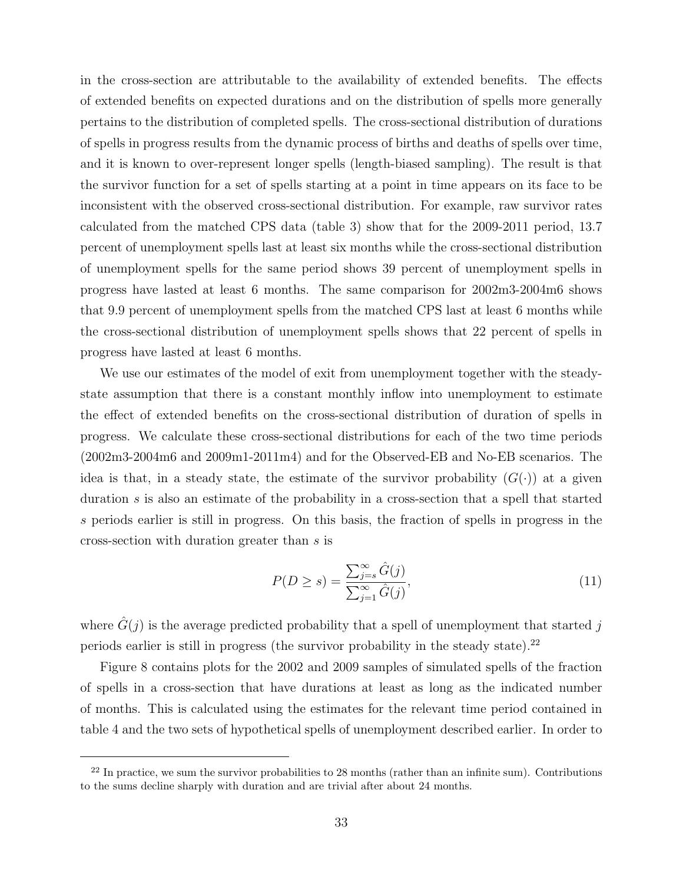in the cross-section are attributable to the availability of extended benefits. The effects of extended benefits on expected durations and on the distribution of spells more generally pertains to the distribution of completed spells. The cross-sectional distribution of durations of spells in progress results from the dynamic process of births and deaths of spells over time, and it is known to over-represent longer spells (length-biased sampling). The result is that the survivor function for a set of spells starting at a point in time appears on its face to be inconsistent with the observed cross-sectional distribution. For example, raw survivor rates calculated from the matched CPS data (table 3) show that for the 2009-2011 period, 13.7 percent of unemployment spells last at least six months while the cross-sectional distribution of unemployment spells for the same period shows 39 percent of unemployment spells in progress have lasted at least 6 months. The same comparison for 2002m3-2004m6 shows that 9.9 percent of unemployment spells from the matched CPS last at least 6 months while the cross-sectional distribution of unemployment spells shows that 22 percent of spells in progress have lasted at least 6 months.

We use our estimates of the model of exit from unemployment together with the steady-state assumption that there is a constant monthly inflow into unemployment to estimate the effect of extended benefits on the cross-sectional distribution of duration of spells in progress. We calculate these cross-sectional distributions for each of the two time periods (2002m3-2004m6 and 2009m1-2011m4) and for the Observed-EB and No-EB scenarios. The idea is that, in a steady state, the estimate of the survivor probability ($G(\cdot)$) at a given duration $s$ is also an estimate of the probability in a cross-section that a spell that started $s$ periods earlier is still in progress. On this basis, the fraction of spells in progress in the cross-section with duration greater than $s$ is

$$P(D \geq s) = \frac{\sum_{j=s}^{\infty} \hat{G}(j)}{\sum_{j=1}^{\infty} \hat{G}(j)}, \tag{11}$$

where $\hat{G}(j)$ is the average predicted probability that a spell of unemployment that started $j$ periods earlier is still in progress (the survivor probability in the steady state).[22]

Figure 8 contains plots for the 2002 and 2009 samples of simulated spells of the fraction of spells in a cross-section that have durations at least as long as the indicated number of months. This is calculated using the estimates for the relevant time period contained in table 4 and the two sets of hypothetical spells of unemployment described earlier. In order to

[22] In practice, we sum the survivor probabilities to 28 months (rather than an infinite sum). Contributions to the sums decline sharply with duration and are trivial after about 24 months.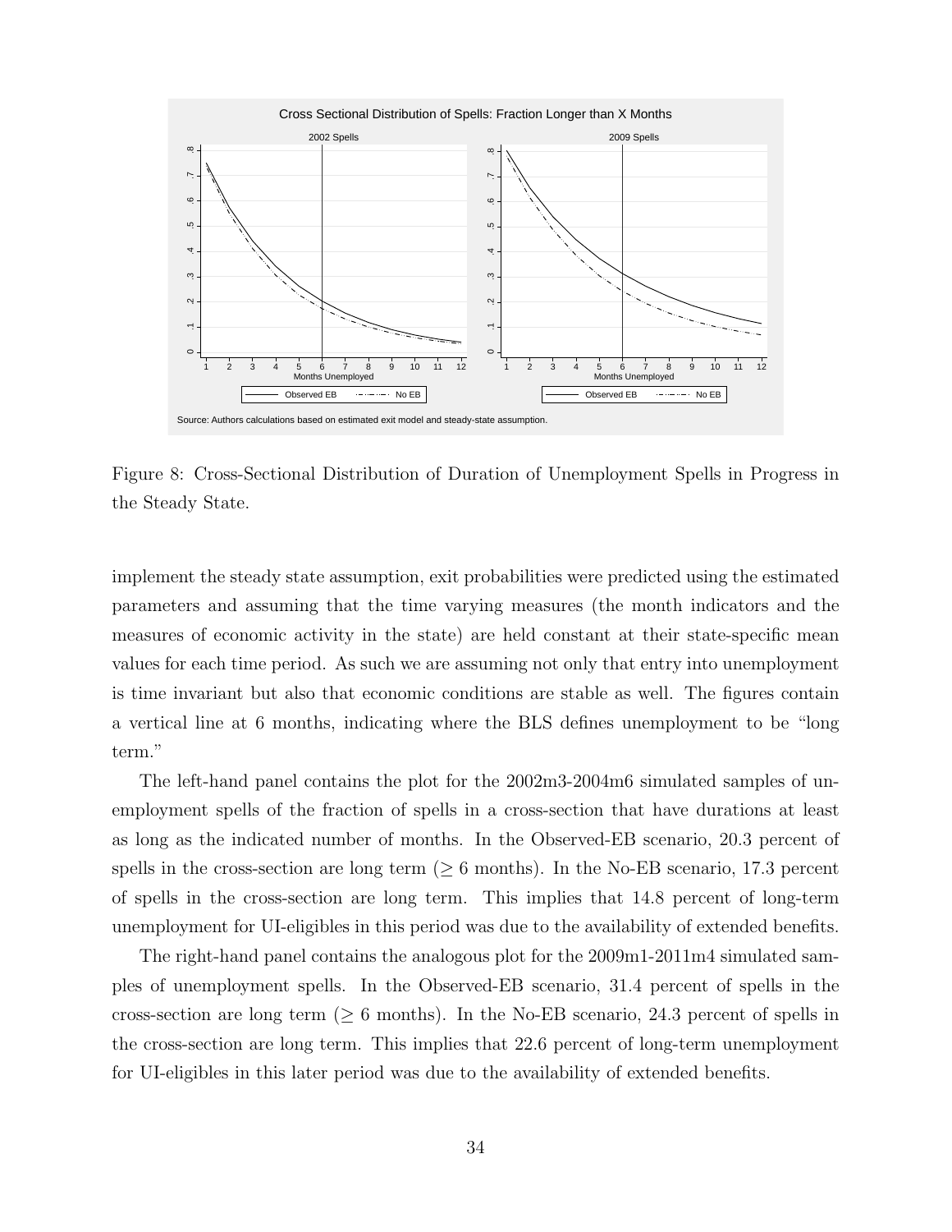Figure 8: Cross-Sectional Distribution of Duration of Unemployment Spells in Progress in the Steady State.

implement the steady state assumption, exit probabilities were predicted using the estimated parameters and assuming that the time varying measures (the month indicators and the measures of economic activity in the state) are held constant at their state-specific mean values for each time period. As such we are assuming not only that entry into unemployment is time invariant but also that economic conditions are stable as well. The figures contain a vertical line at 6 months, indicating where the BLS defines unemployment to be "long term."

The left-hand panel contains the plot for the 2002m3-2004m6 simulated samples of unemployment spells of the fraction of spells in a cross-section that have durations at least as long as the indicated number of months. In the Observed-EB scenario, 20.3 percent of spells in the cross-section are long term ($\geq 6$ months). In the No-EB scenario, 17.3 percent of spells in the cross-section are long term. This implies that 14.8 percent of long-term unemployment for UI-eligibles in this period was due to the availability of extended benefits.

The right-hand panel contains the analogous plot for the 2009m1-2011m4 simulated samples of unemployment spells. In the Observed-EB scenario, 31.4 percent of spells in the cross-section are long term ($\geq 6$ months). In the No-EB scenario, 24.3 percent of spells in the cross-section are long term. This implies that 22.6 percent of long-term unemployment for UI-eligibles in this later period was due to the availability of extended benefits.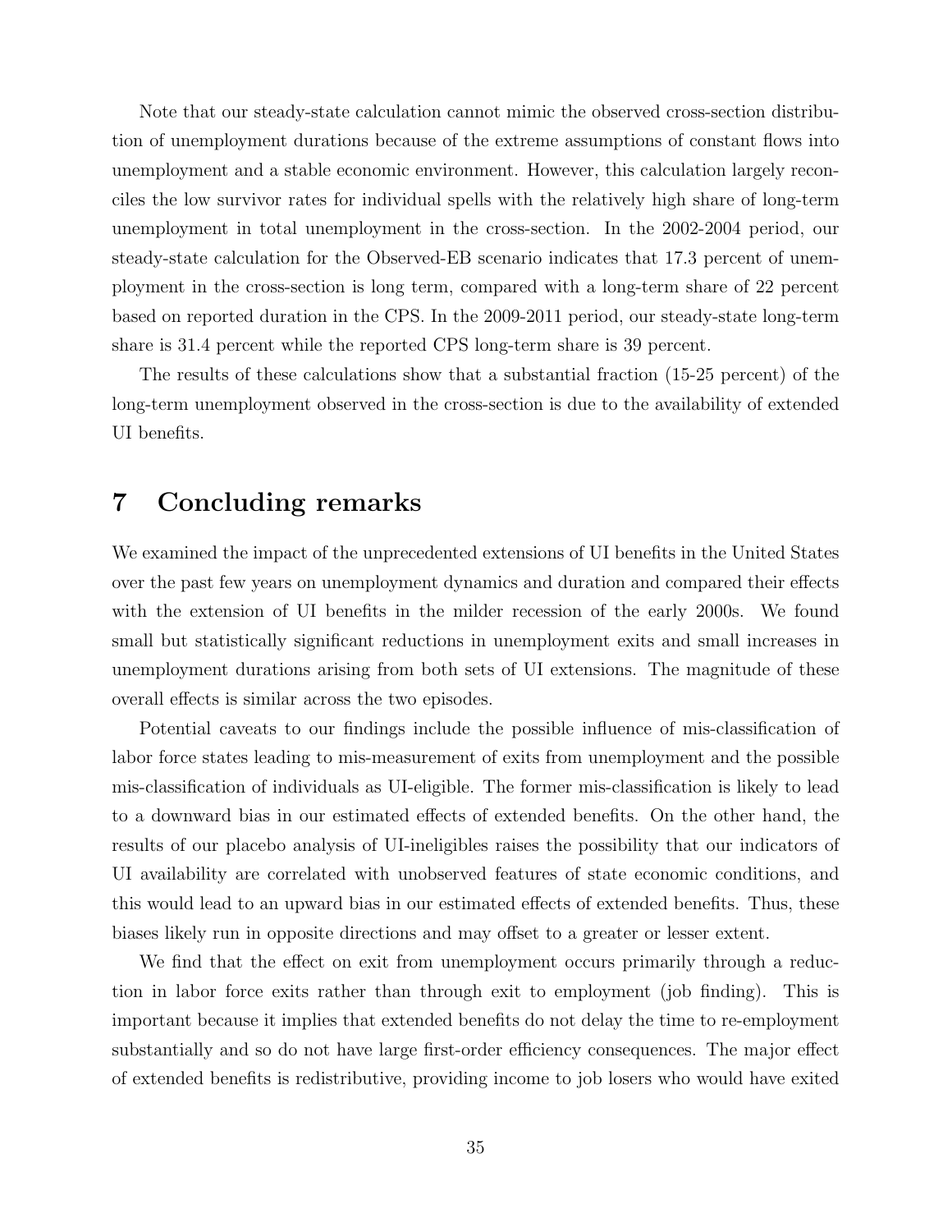Note that our steady-state calculation cannot mimic the observed cross-section distribution of unemployment durations because of the extreme assumptions of constant flows into unemployment and a stable economic environment. However, this calculation largely reconciles the low survivor rates for individual spells with the relatively high share of long-term unemployment in total unemployment in the cross-section. In the 2002-2004 period, our steady-state calculation for the Observed-EB scenario indicates that 17.3 percent of unemployment in the cross-section is long term, compared with a long-term share of 22 percent based on reported duration in the CPS. In the 2009-2011 period, our steady-state long-term share is 31.4 percent while the reported CPS long-term share is 39 percent.

The results of these calculations show that a substantial fraction (15-25 percent) of the long-term unemployment observed in the cross-section is due to the availability of extended UI benefits.

# 7 Concluding remarks

We examined the impact of the unprecedented extensions of UI benefits in the United States over the past few years on unemployment dynamics and duration and compared their effects with the extension of UI benefits in the milder recession of the early 2000s. We found small but statistically significant reductions in unemployment exits and small increases in unemployment durations arising from both sets of UI extensions. The magnitude of these overall effects is similar across the two episodes.

Potential caveats to our findings include the possible influence of mis-classification of labor force states leading to mis-measurement of exits from unemployment and the possible mis-classification of individuals as UI-eligible. The former mis-classification is likely to lead to a downward bias in our estimated effects of extended benefits. On the other hand, the results of our placebo analysis of UI-ineligibles raises the possibility that our indicators of UI availability are correlated with unobserved features of state economic conditions, and this would lead to an upward bias in our estimated effects of extended benefits. Thus, these biases likely run in opposite directions and may offset to a greater or lesser extent.

We find that the effect on exit from unemployment occurs primarily through a reduction in labor force exits rather than through exit to employment (job finding). This is important because it implies that extended benefits do not delay the time to re-employment substantially and so do not have large first-order efficiency consequences. The major effect of extended benefits is redistributive, providing income to job losers who would have exited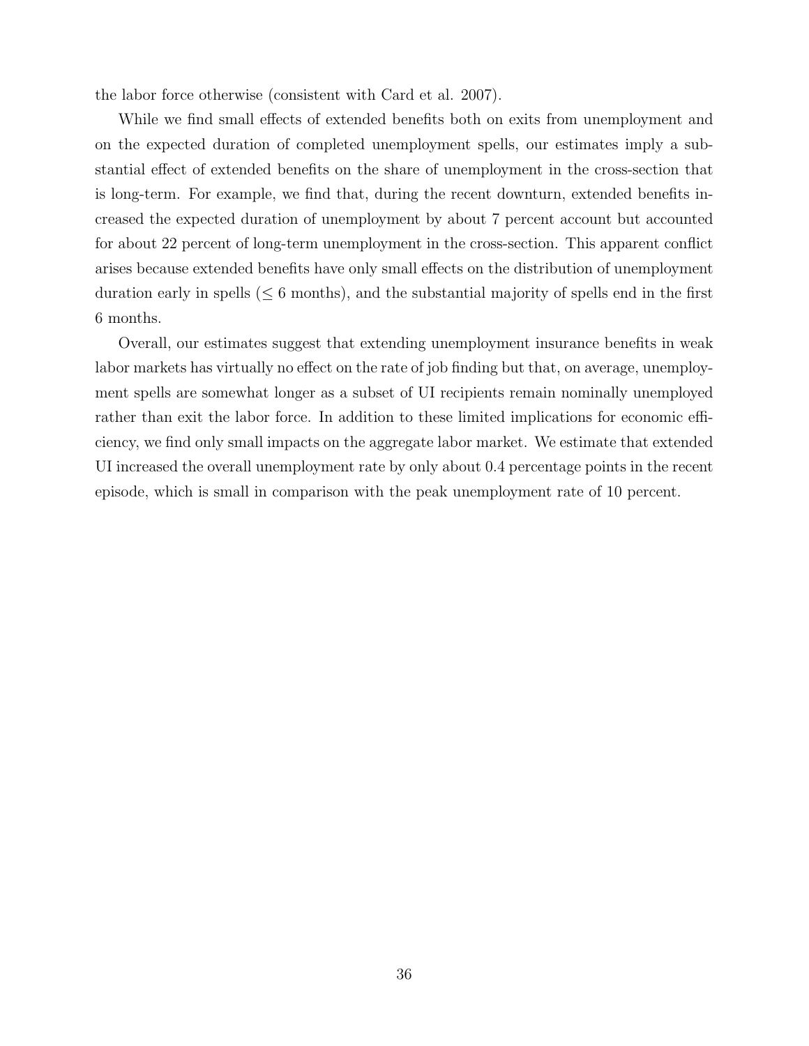the labor force otherwise (consistent with Card et al. 2007).

While we find small effects of extended benefits both on exits from unemployment and on the expected duration of completed unemployment spells, our estimates imply a substantial effect of extended benefits on the share of unemployment in the cross-section that is long-term. For example, we find that, during the recent downturn, extended benefits increased the expected duration of unemployment by about 7 percent account but accounted for about 22 percent of long-term unemployment in the cross-section. This apparent conflict arises because extended benefits have only small effects on the distribution of unemployment duration early in spells ($\leq$ 6 months), and the substantial majority of spells end in the first 6 months.

Overall, our estimates suggest that extending unemployment insurance benefits in weak labor markets has virtually no effect on the rate of job finding but that, on average, unemployment spells are somewhat longer as a subset of UI recipients remain nominally unemployed rather than exit the labor force. In addition to these limited implications for economic efficiency, we find only small impacts on the aggregate labor market. We estimate that extended UI increased the overall unemployment rate by only about 0.4 percentage points in the recent episode, which is small in comparison with the peak unemployment rate of 10 percent.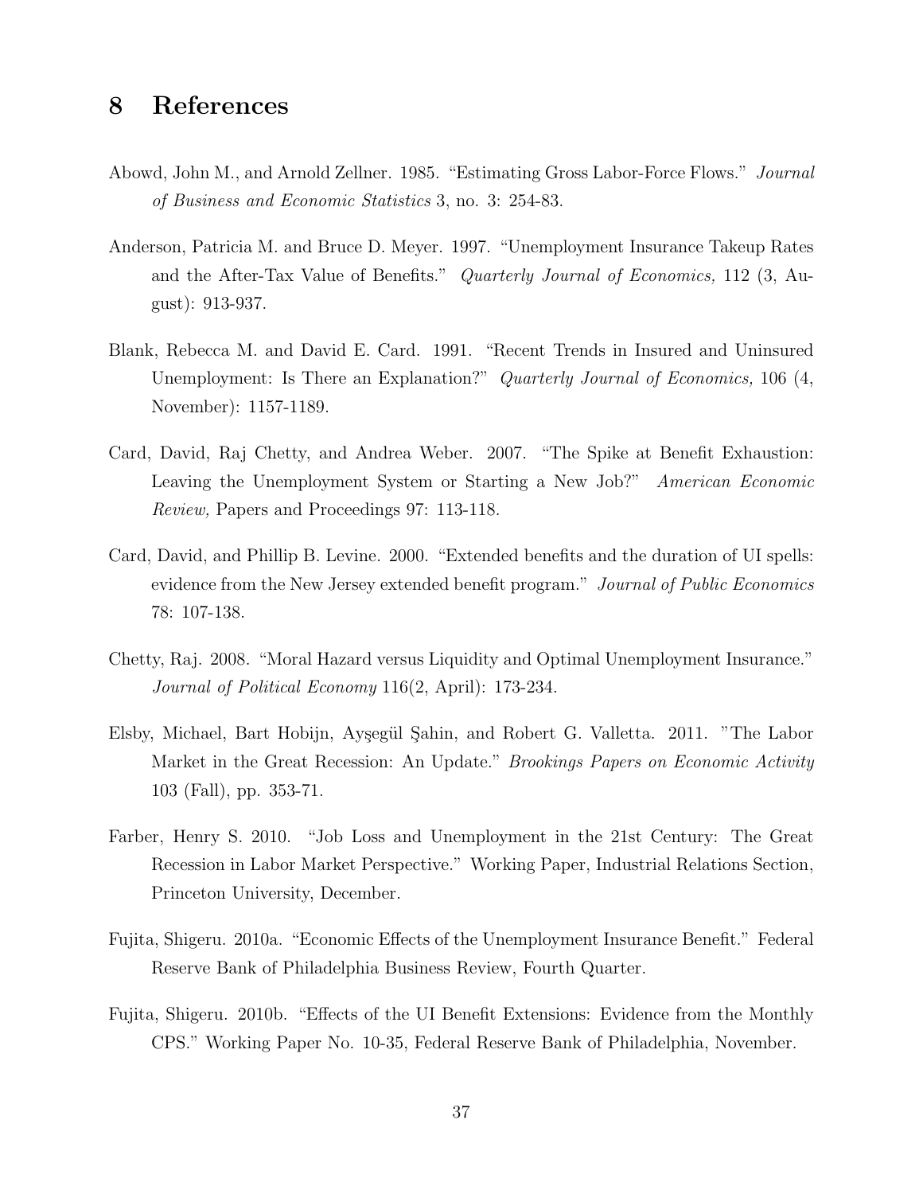# 8 References

Abowd, John M., and Arnold Zellner. 1985. "Estimating Gross Labor-Force Flows." *Journal of Business and Economic Statistics* 3, no. 3: 254-83.

Anderson, Patricia M. and Bruce D. Meyer. 1997. "Unemployment Insurance Takeup Rates and the After-Tax Value of Benefits." *Quarterly Journal of Economics,* 112 (3, August): 913-937.

Blank, Rebecca M. and David E. Card. 1991. "Recent Trends in Insured and Uninsured Unemployment: Is There an Explanation?" *Quarterly Journal of Economics,* 106 (4, November): 1157-1189.

Card, David, Raj Chetty, and Andrea Weber. 2007. "The Spike at Benefit Exhaustion: Leaving the Unemployment System or Starting a New Job?" *American Economic Review,* Papers and Proceedings 97: 113-118.

Card, David, and Phillip B. Levine. 2000. "Extended benefits and the duration of UI spells: evidence from the New Jersey extended benefit program." *Journal of Public Economics* 78: 107-138.

Chetty, Raj. 2008. "Moral Hazard versus Liquidity and Optimal Unemployment Insurance." *Journal of Political Economy* 116(2, April): 173-234.

Elsby, Michael, Bart Hobijn, Ayşegül Şahin, and Robert G. Valletta. 2011. "The Labor Market in the Great Recession: An Update." *Brookings Papers on Economic Activity* 103 (Fall), pp. 353-71.

Farber, Henry S. 2010. "Job Loss and Unemployment in the 21st Century: The Great Recession in Labor Market Perspective." Working Paper, Industrial Relations Section, Princeton University, December.

Fujita, Shigeru. 2010a. "Economic Effects of the Unemployment Insurance Benefit." Federal Reserve Bank of Philadelphia Business Review, Fourth Quarter.

Fujita, Shigeru. 2010b. "Effects of the UI Benefit Extensions: Evidence from the Monthly CPS." Working Paper No. 10-35, Federal Reserve Bank of Philadelphia, November.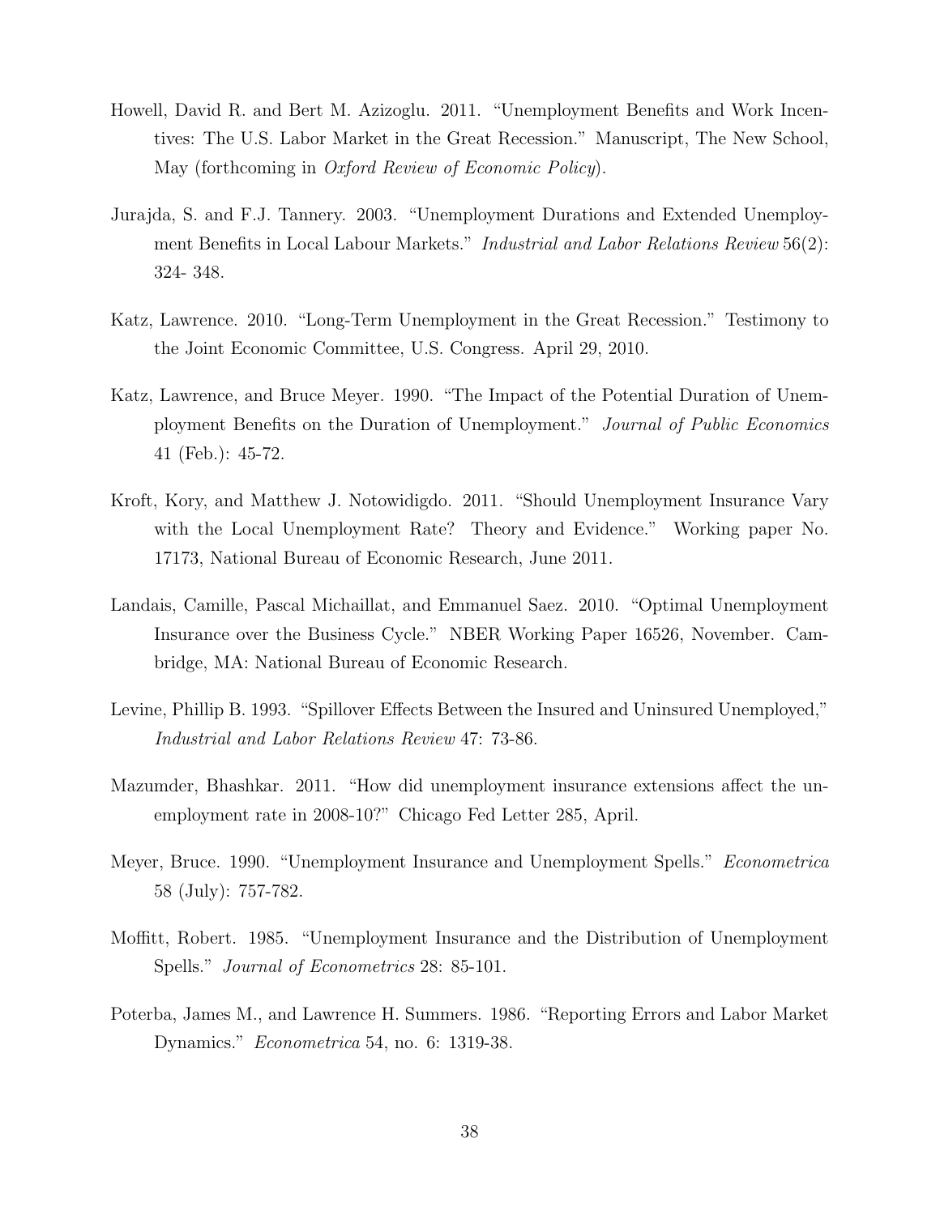Howell, David R. and Bert M. Azizoglu. 2011. "Unemployment Benefits and Work Incentives: The U.S. Labor Market in the Great Recession." Manuscript, The New School, May (forthcoming in *Oxford Review of Economic Policy*).

Jurajda, S. and F.J. Tannery. 2003. "Unemployment Durations and Extended Unemployment Benefits in Local Labour Markets." *Industrial and Labor Relations Review* 56(2): 324- 348.

Katz, Lawrence. 2010. "Long-Term Unemployment in the Great Recession." Testimony to the Joint Economic Committee, U.S. Congress. April 29, 2010.

Katz, Lawrence, and Bruce Meyer. 1990. "The Impact of the Potential Duration of Unemployment Benefits on the Duration of Unemployment." *Journal of Public Economics* 41 (Feb.): 45-72.

Kroft, Kory, and Matthew J. Notowidigdo. 2011. "Should Unemployment Insurance Vary with the Local Unemployment Rate? Theory and Evidence." Working paper No. 17173, National Bureau of Economic Research, June 2011.

Landais, Camille, Pascal Michaillat, and Emmanuel Saez. 2010. "Optimal Unemployment Insurance over the Business Cycle." NBER Working Paper 16526, November. Cambridge, MA: National Bureau of Economic Research.

Levine, Phillip B. 1993. "Spillover Effects Between the Insured and Uninsured Unemployed," *Industrial and Labor Relations Review* 47: 73-86.

Mazumder, Bhashkar. 2011. "How did unemployment insurance extensions affect the unemployment rate in 2008-10?" Chicago Fed Letter 285, April.

Meyer, Bruce. 1990. "Unemployment Insurance and Unemployment Spells." *Econometrica* 58 (July): 757-782.

Moffitt, Robert. 1985. "Unemployment Insurance and the Distribution of Unemployment Spells." *Journal of Econometrics* 28: 85-101.

Poterba, James M., and Lawrence H. Summers. 1986. "Reporting Errors and Labor Market Dynamics." *Econometrica* 54, no. 6: 1319-38.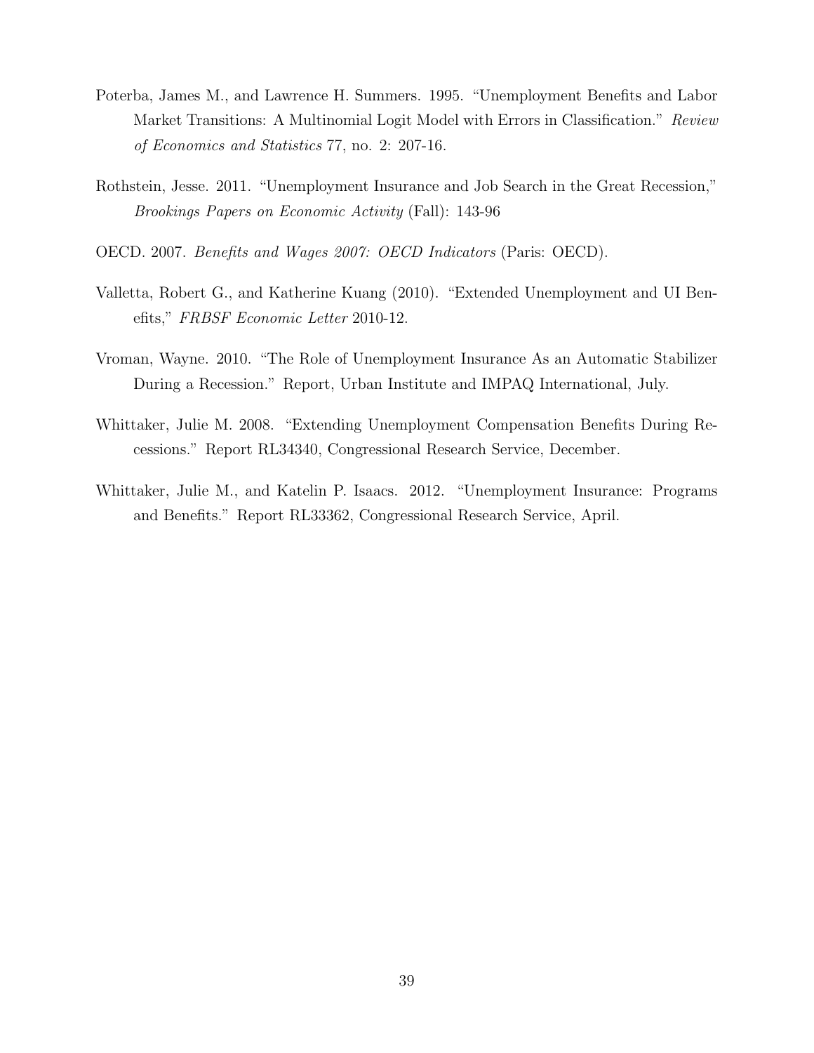Poterba, James M., and Lawrence H. Summers. 1995. "Unemployment Benefits and Labor Market Transitions: A Multinomial Logit Model with Errors in Classification." *Review of Economics and Statistics* 77, no. 2: 207-16.

Rothstein, Jesse. 2011. "Unemployment Insurance and Job Search in the Great Recession," *Brookings Papers on Economic Activity* (Fall): 143-96

OECD. 2007. *Benefits and Wages 2007: OECD Indicators* (Paris: OECD).

Valletta, Robert G., and Katherine Kuang (2010). "Extended Unemployment and UI Benefits," *FRBSF Economic Letter* 2010-12.

Vroman, Wayne. 2010. "The Role of Unemployment Insurance As an Automatic Stabilizer During a Recession." Report, Urban Institute and IMPAQ International, July.

Whittaker, Julie M. 2008. "Extending Unemployment Compensation Benefits During Recessions." Report RL34340, Congressional Research Service, December.

Whittaker, Julie M., and Katelin P. Isaacs. 2012. "Unemployment Insurance: Programs and Benefits." Report RL33362, Congressional Research Service, April.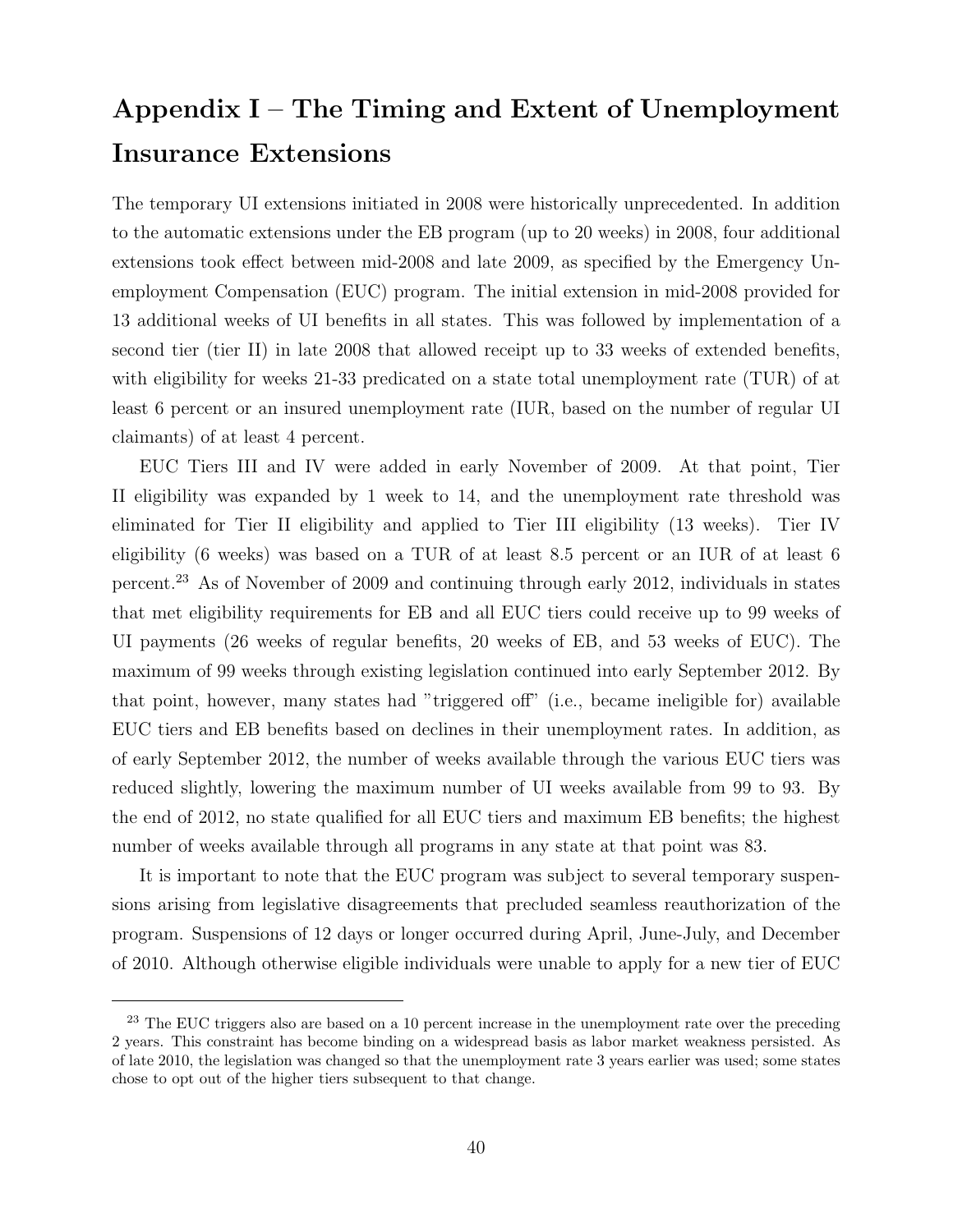# Appendix I – The Timing and Extent of Unemployment Insurance Extensions

The temporary UI extensions initiated in 2008 were historically unprecedented. In addition to the automatic extensions under the EB program (up to 20 weeks) in 2008, four additional extensions took effect between mid-2008 and late 2009, as specified by the Emergency Unemployment Compensation (EUC) program. The initial extension in mid-2008 provided for 13 additional weeks of UI benefits in all states. This was followed by implementation of a second tier (tier II) in late 2008 that allowed receipt up to 33 weeks of extended benefits, with eligibility for weeks 21-33 predicated on a state total unemployment rate (TUR) of at least 6 percent or an insured unemployment rate (IUR, based on the number of regular UI claimants) of at least 4 percent.

EUC Tiers III and IV were added in early November of 2009. At that point, Tier II eligibility was expanded by 1 week to 14, and the unemployment rate threshold was eliminated for Tier II eligibility and applied to Tier III eligibility (13 weeks). Tier IV eligibility (6 weeks) was based on a TUR of at least 8.5 percent or an IUR of at least 6 percent.[23] As of November of 2009 and continuing through early 2012, individuals in states that met eligibility requirements for EB and all EUC tiers could receive up to 99 weeks of UI payments (26 weeks of regular benefits, 20 weeks of EB, and 53 weeks of EUC). The maximum of 99 weeks through existing legislation continued into early September 2012. By that point, however, many states had "triggered off" (i.e., became ineligible for) available EUC tiers and EB benefits based on declines in their unemployment rates. In addition, as of early September 2012, the number of weeks available through the various EUC tiers was reduced slightly, lowering the maximum number of UI weeks available from 99 to 93. By the end of 2012, no state qualified for all EUC tiers and maximum EB benefits; the highest number of weeks available through all programs in any state at that point was 83.

It is important to note that the EUC program was subject to several temporary suspensions arising from legislative disagreements that precluded seamless reauthorization of the program. Suspensions of 12 days or longer occurred during April, June-July, and December of 2010. Although otherwise eligible individuals were unable to apply for a new tier of EUC

[23] The EUC triggers also are based on a 10 percent increase in the unemployment rate over the preceding 2 years. This constraint has become binding on a widespread basis as labor market weakness persisted. As of late 2010, the legislation was changed so that the unemployment rate 3 years earlier was used; some states chose to opt out of the higher tiers subsequent to that change.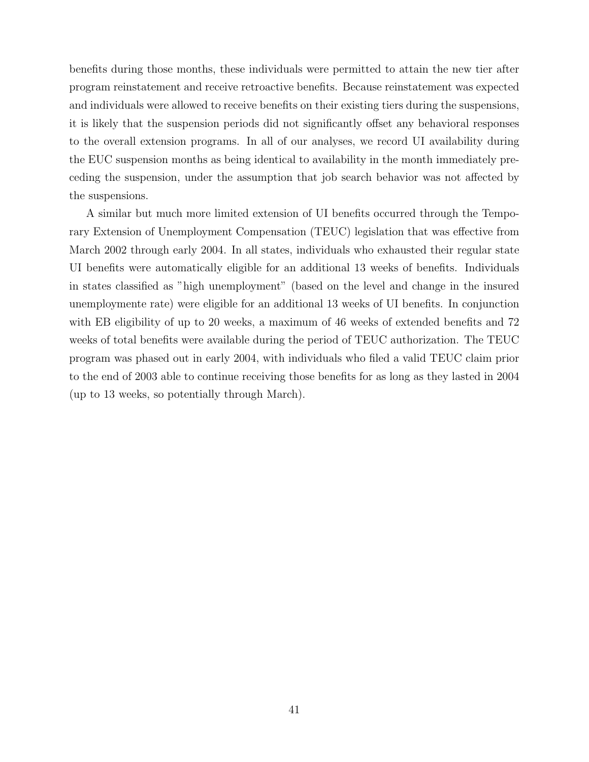benefits during those months, these individuals were permitted to attain the new tier after program reinstatement and receive retroactive benefits. Because reinstatement was expected and individuals were allowed to receive benefits on their existing tiers during the suspensions, it is likely that the suspension periods did not significantly offset any behavioral responses to the overall extension programs. In all of our analyses, we record UI availability during the EUC suspension months as being identical to availability in the month immediately preceding the suspension, under the assumption that job search behavior was not affected by the suspensions.

A similar but much more limited extension of UI benefits occurred through the Temporary Extension of Unemployment Compensation (TEUC) legislation that was effective from March 2002 through early 2004. In all states, individuals who exhausted their regular state UI benefits were automatically eligible for an additional 13 weeks of benefits. Individuals in states classified as "high unemployment" (based on the level and change in the insured unemploymente rate) were eligible for an additional 13 weeks of UI benefits. In conjunction with EB eligibility of up to 20 weeks, a maximum of 46 weeks of extended benefits and 72 weeks of total benefits were available during the period of TEUC authorization. The TEUC program was phased out in early 2004, with individuals who filed a valid TEUC claim prior to the end of 2003 able to continue receiving those benefits for as long as they lasted in 2004 (up to 13 weeks, so potentially through March).